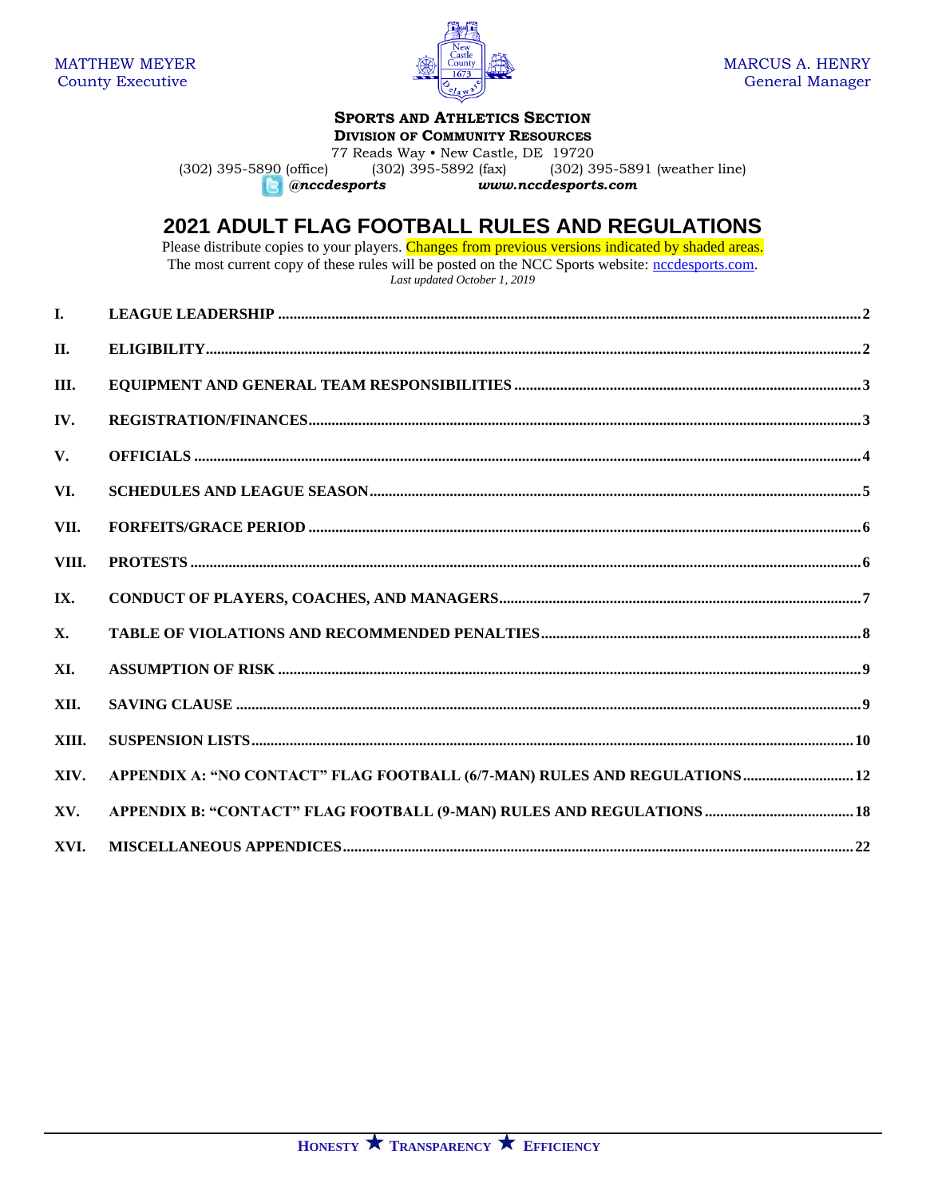MATTHEW MEYER
County Executive

MARCUS A. HENRY
General Manager

**SPORTS AND ATHLETICS SECTION**
**DIVISION OF COMMUNITY RESOURCES**
77 Reads Way • New Castle, DE 19720
(302) 395-5890 (office) (302) 395-5892 (fax) (302) 395-5891 (weather line)
*@nccdesports* *www.nccdesports.com*

# 2021 ADULT FLAG FOOTBALL RULES AND REGULATIONS

Please distribute copies to your players. Changes from previous versions indicated by shaded areas.
The most current copy of these rules will be posted on the NCC Sports website: nccdesports.com.
*Last updated October 1, 2019*

| | | |
|---|---|---|
| **I.** | **LEAGUE LEADERSHIP** | **2** |
| **II.** | **ELIGIBILITY** | **2** |
| **III.** | **EQUIPMENT AND GENERAL TEAM RESPONSIBILITIES** | **3** |
| **IV.** | **REGISTRATION/FINANCES** | **3** |
| **V.** | **OFFICIALS** | **4** |
| **VI.** | **SCHEDULES AND LEAGUE SEASON** | **5** |
| **VII.** | **FORFEITS/GRACE PERIOD** | **6** |
| **VIII.** | **PROTESTS** | **6** |
| **IX.** | **CONDUCT OF PLAYERS, COACHES, AND MANAGERS** | **7** |
| **X.** | **TABLE OF VIOLATIONS AND RECOMMENDED PENALTIES** | **8** |
| **XI.** | **ASSUMPTION OF RISK** | **9** |
| **XII.** | **SAVING CLAUSE** | **9** |
| **XIII.** | **SUSPENSION LISTS** | **10** |
| **XIV.** | **APPENDIX A: "NO CONTACT" FLAG FOOTBALL (6/7-MAN) RULES AND REGULATIONS** | **12** |
| **XV.** | **APPENDIX B: "CONTACT" FLAG FOOTBALL (9-MAN) RULES AND REGULATIONS** | **18** |
| **XVI.** | **MISCELLANEOUS APPENDICES** | **22** |

**HONESTY ★ TRANSPARENCY ★ EFFICIENCY**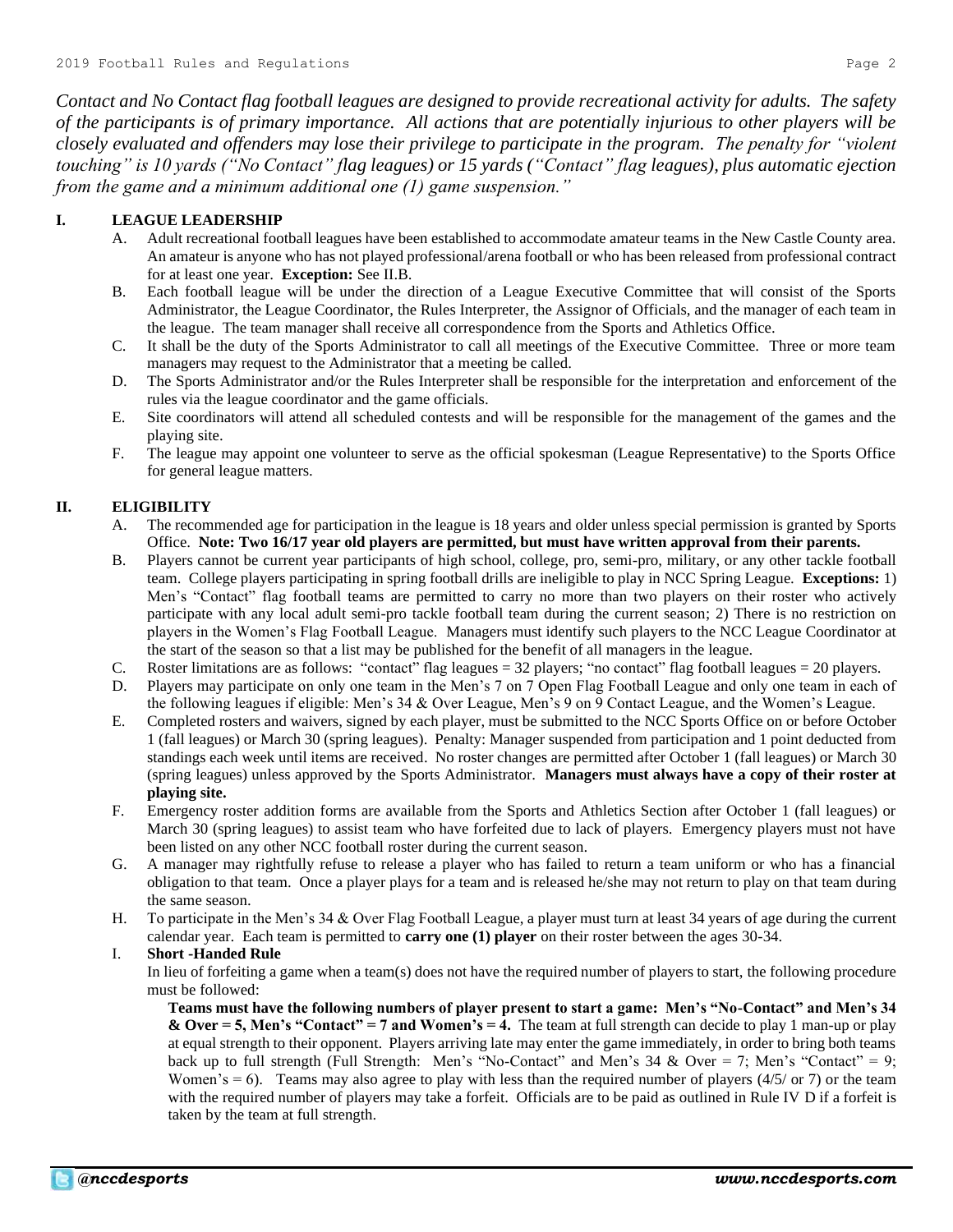*Contact and No Contact flag football leagues are designed to provide recreational activity for adults. The safety of the participants is of primary importance. All actions that are potentially injurious to other players will be closely evaluated and offenders may lose their privilege to participate in the program. The penalty for "violent touching" is 10 yards ("No Contact" flag leagues) or 15 yards ("Contact" flag leagues), plus automatic ejection from the game and a minimum additional one (1) game suspension."*

## I. LEAGUE LEADERSHIP

A. Adult recreational football leagues have been established to accommodate amateur teams in the New Castle County area. An amateur is anyone who has not played professional/arena football or who has been released from professional contract for at least one year. **Exception:** See II.B.

B. Each football league will be under the direction of a League Executive Committee that will consist of the Sports Administrator, the League Coordinator, the Rules Interpreter, the Assignor of Officials, and the manager of each team in the league. The team manager shall receive all correspondence from the Sports and Athletics Office.

C. It shall be the duty of the Sports Administrator to call all meetings of the Executive Committee. Three or more team managers may request to the Administrator that a meeting be called.

D. The Sports Administrator and/or the Rules Interpreter shall be responsible for the interpretation and enforcement of the rules via the league coordinator and the game officials.

E. Site coordinators will attend all scheduled contests and will be responsible for the management of the games and the playing site.

F. The league may appoint one volunteer to serve as the official spokesman (League Representative) to the Sports Office for general league matters.

## II. ELIGIBILITY

A. The recommended age for participation in the league is 18 years and older unless special permission is granted by Sports Office. **Note: Two 16/17 year old players are permitted, but must have written approval from their parents.**

B. Players cannot be current year participants of high school, college, pro, semi-pro, military, or any other tackle football team. College players participating in spring football drills are ineligible to play in NCC Spring League. **Exceptions:** 1) Men's "Contact" flag football teams are permitted to carry no more than two players on their roster who actively participate with any local adult semi-pro tackle football team during the current season; 2) There is no restriction on players in the Women's Flag Football League. Managers must identify such players to the NCC League Coordinator at the start of the season so that a list may be published for the benefit of all managers in the league.

C. Roster limitations are as follows: "contact" flag leagues = 32 players; "no contact" flag football leagues = 20 players.

D. Players may participate on only one team in the Men's 7 on 7 Open Flag Football League and only one team in each of the following leagues if eligible: Men's 34 & Over League, Men's 9 on 9 Contact League, and the Women's League.

E. Completed rosters and waivers, signed by each player, must be submitted to the NCC Sports Office on or before October 1 (fall leagues) or March 30 (spring leagues). Penalty: Manager suspended from participation and 1 point deducted from standings each week until items are received. No roster changes are permitted after October 1 (fall leagues) or March 30 (spring leagues) unless approved by the Sports Administrator. **Managers must always have a copy of their roster at playing site.**

F. Emergency roster addition forms are available from the Sports and Athletics Section after October 1 (fall leagues) or March 30 (spring leagues) to assist team who have forfeited due to lack of players. Emergency players must not have been listed on any other NCC football roster during the current season.

G. A manager may rightfully refuse to release a player who has failed to return a team uniform or who has a financial obligation to that team. Once a player plays for a team and is released he/she may not return to play on that team during the same season.

H. To participate in the Men's 34 & Over Flag Football League, a player must turn at least 34 years of age during the current calendar year. Each team is permitted to **carry one (1) player** on their roster between the ages 30-34.

I. **Short -Handed Rule**

In lieu of forfeiting a game when a team(s) does not have the required number of players to start, the following procedure must be followed:

**Teams must have the following numbers of player present to start a game: Men's "No-Contact" and Men's 34 & Over = 5, Men's "Contact" = 7 and Women's = 4.** The team at full strength can decide to play 1 man-up or play at equal strength to their opponent. Players arriving late may enter the game immediately, in order to bring both teams back up to full strength (Full Strength: Men's "No-Contact" and Men's 34 & Over = 7; Men's "Contact" = 9; Women's = 6). Teams may also agree to play with less than the required number of players (4/5/ or 7) or the team with the required number of players may take a forfeit. Officials are to be paid as outlined in Rule IV D if a forfeit is taken by the team at full strength.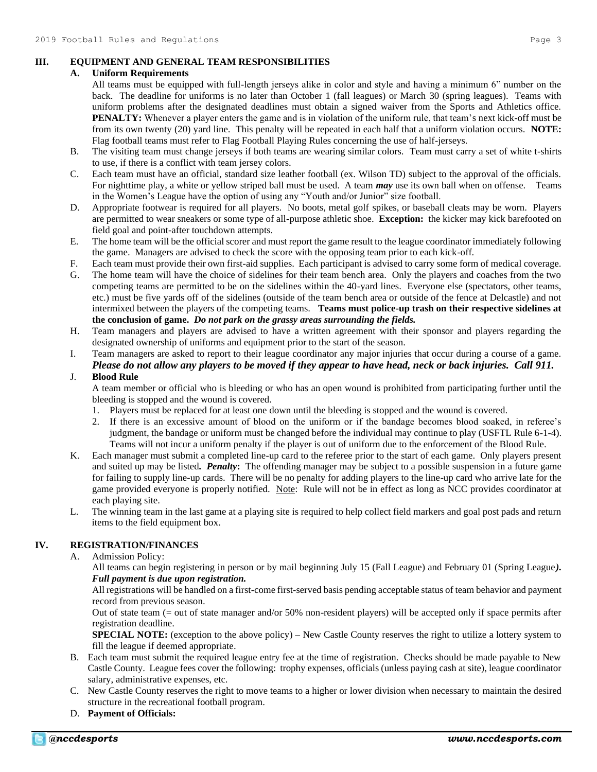## III. EQUIPMENT AND GENERAL TEAM RESPONSIBILITIES

### A. Uniform Requirements

All teams must be equipped with full-length jerseys alike in color and style and having a minimum 6" number on the back. The deadline for uniforms is no later than October 1 (fall leagues) or March 30 (spring leagues). Teams with uniform problems after the designated deadlines must obtain a signed waiver from the Sports and Athletics office. **PENALTY:** Whenever a player enters the game and is in violation of the uniform rule, that team's next kick-off must be from its own twenty (20) yard line. This penalty will be repeated in each half that a uniform violation occurs. **NOTE:** Flag football teams must refer to Flag Football Playing Rules concerning the use of half-jerseys.

B. The visiting team must change jerseys if both teams are wearing similar colors. Team must carry a set of white t-shirts to use, if there is a conflict with team jersey colors.

C. Each team must have an official, standard size leather football (ex. Wilson TD) subject to the approval of the officials. For nighttime play, a white or yellow striped ball must be used. A team ***may*** use its own ball when on offense. Teams in the Women's League have the option of using any "Youth and/or Junior" size football.

D. Appropriate footwear is required for all players. No boots, metal golf spikes, or baseball cleats may be worn. Players are permitted to wear sneakers or some type of all-purpose athletic shoe. **Exception:** the kicker may kick barefooted on field goal and point-after touchdown attempts.

E. The home team will be the official scorer and must report the game result to the league coordinator immediately following the game. Managers are advised to check the score with the opposing team prior to each kick-off.

F. Each team must provide their own first-aid supplies. Each participant is advised to carry some form of medical coverage.

G. The home team will have the choice of sidelines for their team bench area. Only the players and coaches from the two competing teams are permitted to be on the sidelines within the 40-yard lines. Everyone else (spectators, other teams, etc.) must be five yards off of the sidelines (outside of the team bench area or outside of the fence at Delcastle) and not intermixed between the players of the competing teams. **Teams must police-up trash on their respective sidelines at the conclusion of game.** ***Do not park on the grassy areas surrounding the fields.***

H. Team managers and players are advised to have a written agreement with their sponsor and players regarding the designated ownership of uniforms and equipment prior to the start of the season.

I. Team managers are asked to report to their league coordinator any major injuries that occur during a course of a game. ***Please do not allow any players to be moved if they appear to have head, neck or back injuries. Call 911.***

J. **Blood Rule**

A team member or official who is bleeding or who has an open wound is prohibited from participating further until the bleeding is stopped and the wound is covered.

1. Players must be replaced for at least one down until the bleeding is stopped and the wound is covered.
2. If there is an excessive amount of blood on the uniform or if the bandage becomes blood soaked, in referee's judgment, the bandage or uniform must be changed before the individual may continue to play (USFTL Rule 6-1-4). Teams will not incur a uniform penalty if the player is out of uniform due to the enforcement of the Blood Rule.

K. Each manager must submit a completed line-up card to the referee prior to the start of each game. Only players present and suited up may be listed. ***Penalty*:** The offending manager may be subject to a possible suspension in a future game for failing to supply line-up cards. There will be no penalty for adding players to the line-up card who arrive late for the game provided everyone is properly notified. Note: Rule will not be in effect as long as NCC provides coordinator at each playing site.

L. The winning team in the last game at a playing site is required to help collect field markers and goal post pads and return items to the field equipment box.

## IV. REGISTRATION/FINANCES

A. Admission Policy:

All teams can begin registering in person or by mail beginning July 15 (Fall League) and February 01 (Spring League***).*** ***Full payment is due upon registration.***

All registrations will be handled on a first-come first-served basis pending acceptable status of team behavior and payment record from previous season.

Out of state team (= out of state manager and/or 50% non-resident players) will be accepted only if space permits after registration deadline.

**SPECIAL NOTE:** (exception to the above policy) – New Castle County reserves the right to utilize a lottery system to fill the league if deemed appropriate.

B. Each team must submit the required league entry fee at the time of registration. Checks should be made payable to New Castle County. League fees cover the following: trophy expenses, officials (unless paying cash at site), league coordinator salary, administrative expenses, etc.

C. New Castle County reserves the right to move teams to a higher or lower division when necessary to maintain the desired structure in the recreational football program.

D. **Payment of Officials:**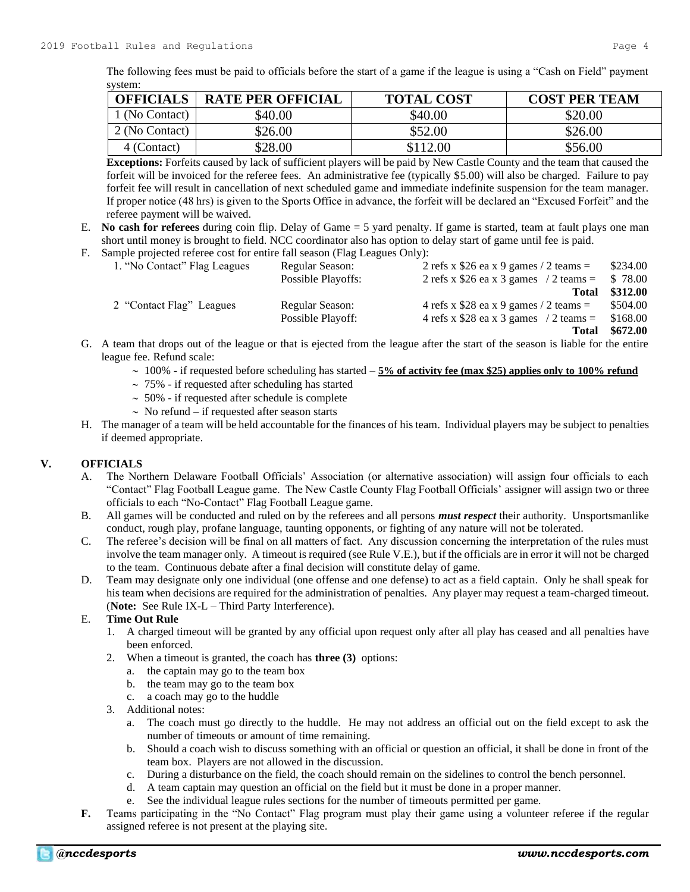The following fees must be paid to officials before the start of a game if the league is using a "Cash on Field" payment system:

| OFFICIALS | RATE PER OFFICIAL | TOTAL COST | COST PER TEAM |
|---|---|---|---|
| 1 (No Contact) | $40.00 | $40.00 | $20.00 |
| 2 (No Contact) | $26.00 | $52.00 | $26.00 |
| 4 (Contact) | $28.00 | $112.00 | $56.00 |

**Exceptions:** Forfeits caused by lack of sufficient players will be paid by New Castle County and the team that caused the forfeit will be invoiced for the referee fees. An administrative fee (typically $5.00) will also be charged. Failure to pay forfeit fee will result in cancellation of next scheduled game and immediate indefinite suspension for the team manager. If proper notice (48 hrs) is given to the Sports Office in advance, the forfeit will be declared an "Excused Forfeit" and the referee payment will be waived.

E. **No cash for referees** during coin flip. Delay of Game = 5 yard penalty. If game is started, team at fault plays one man short until money is brought to field. NCC coordinator also has option to delay start of game until fee is paid.

F. Sample projected referee cost for entire fall season (Flag Leagues Only):

| | | | |
|---|---|---|---|
| 1. "No Contact" Flag Leagues | Regular Season: | 2 refs x $26 ea x 9 games / 2 teams = | $234.00 |
| | Possible Playoffs: | 2 refs x $26 ea x 3 games / 2 teams = | $ 78.00 |
| | | **Total** | **$312.00** |
| 2 "Contact Flag" Leagues | Regular Season: | 4 refs x $28 ea x 9 games / 2 teams = | $504.00 |
| | Possible Playoff: | 4 refs x $28 ea x 3 games / 2 teams = | $168.00 |
| | | **Total** | **$672.00** |

G. A team that drops out of the league or that is ejected from the league after the start of the season is liable for the entire league fee. Refund scale:
   - 100% - if requested before scheduling has started – **<u>5% of activity fee (max $25) applies only to 100% refund</u>**
   - 75% - if requested after scheduling has started
   - 50% - if requested after schedule is complete
   - No refund – if requested after season starts

H. The manager of a team will be held accountable for the finances of his team. Individual players may be subject to penalties if deemed appropriate.

## V. OFFICIALS

A. The Northern Delaware Football Officials' Association (or alternative association) will assign four officials to each "Contact" Flag Football League game. The New Castle County Flag Football Officials' assigner will assign two or three officials to each "No-Contact" Flag Football League game.

B. All games will be conducted and ruled on by the referees and all persons ***must respect*** their authority. Unsportsmanlike conduct, rough play, profane language, taunting opponents, or fighting of any nature will not be tolerated.

C. The referee's decision will be final on all matters of fact. Any discussion concerning the interpretation of the rules must involve the team manager only. A timeout is required (see Rule V.E.), but if the officials are in error it will not be charged to the team. Continuous debate after a final decision will constitute delay of game.

D. Team may designate only one individual (one offense and one defense) to act as a field captain. Only he shall speak for his team when decisions are required for the administration of penalties. Any player may request a team-charged timeout. (**Note:** See Rule IX-L – Third Party Interference).

E. **Time Out Rule**
   1. A charged timeout will be granted by any official upon request only after all play has ceased and all penalties have been enforced.
   2. When a timeout is granted, the coach has **three (3)** options:
      a. the captain may go to the team box
      b. the team may go to the team box
      c. a coach may go to the huddle
   3. Additional notes:
      a. The coach must go directly to the huddle. He may not address an official out on the field except to ask the number of timeouts or amount of time remaining.
      b. Should a coach wish to discuss something with an official or question an official, it shall be done in front of the team box. Players are not allowed in the discussion.
      c. During a disturbance on the field, the coach should remain on the sidelines to control the bench personnel.
      d. A team captain may question an official on the field but it must be done in a proper manner.
      e. See the individual league rules sections for the number of timeouts permitted per game.

**F.** Teams participating in the "No Contact" Flag program must play their game using a volunteer referee if the regular assigned referee is not present at the playing site.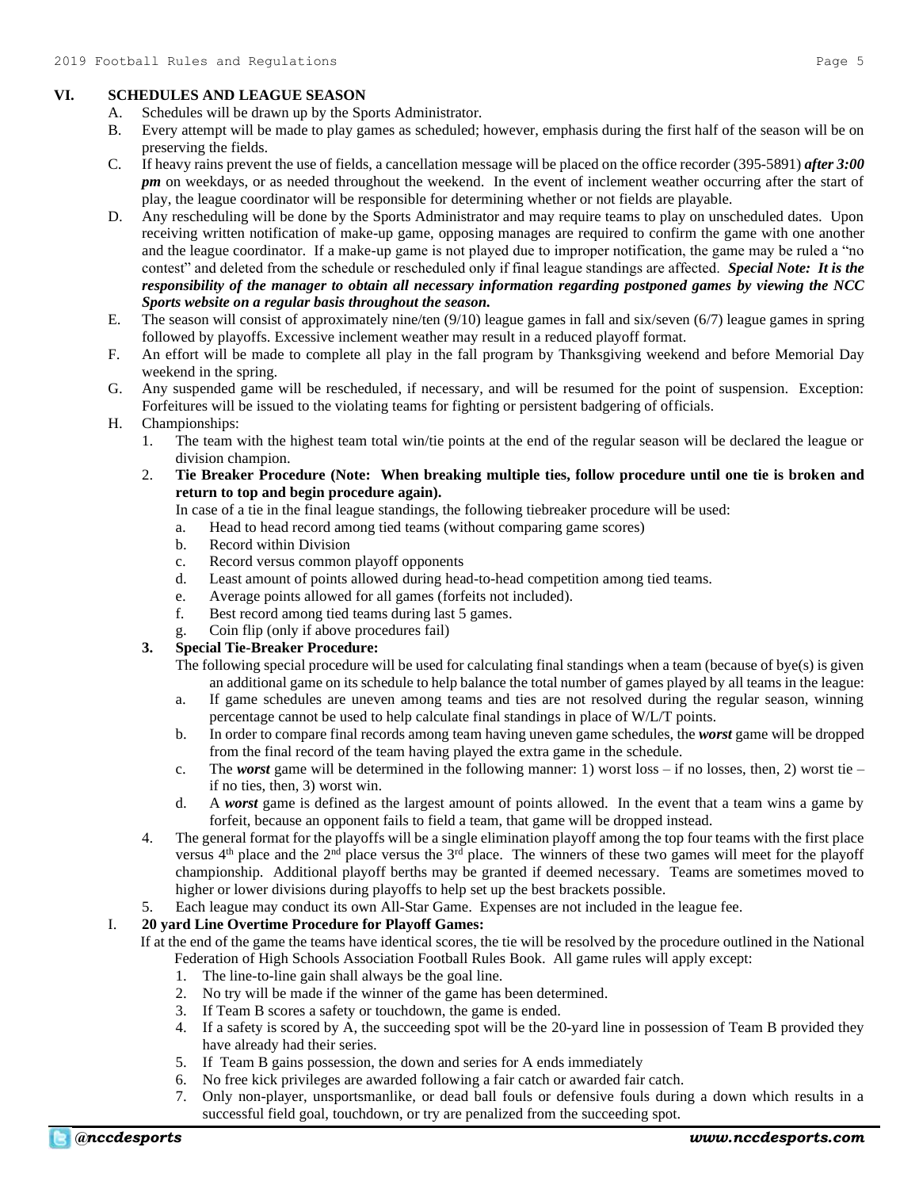## VI. SCHEDULES AND LEAGUE SEASON

A. Schedules will be drawn up by the Sports Administrator.

B. Every attempt will be made to play games as scheduled; however, emphasis during the first half of the season will be on preserving the fields.

C. If heavy rains prevent the use of fields, a cancellation message will be placed on the office recorder (395-5891) ***after 3:00 pm*** on weekdays, or as needed throughout the weekend. In the event of inclement weather occurring after the start of play, the league coordinator will be responsible for determining whether or not fields are playable.

D. Any rescheduling will be done by the Sports Administrator and may require teams to play on unscheduled dates. Upon receiving written notification of make-up game, opposing manages are required to confirm the game with one another and the league coordinator. If a make-up game is not played due to improper notification, the game may be ruled a "no contest" and deleted from the schedule or rescheduled only if final league standings are affected. ***Special Note: It is the responsibility of the manager to obtain all necessary information regarding postponed games by viewing the NCC Sports website on a regular basis throughout the season.***

E. The season will consist of approximately nine/ten (9/10) league games in fall and six/seven (6/7) league games in spring followed by playoffs. Excessive inclement weather may result in a reduced playoff format.

F. An effort will be made to complete all play in the fall program by Thanksgiving weekend and before Memorial Day weekend in the spring.

G. Any suspended game will be rescheduled, if necessary, and will be resumed for the point of suspension. Exception: Forfeitures will be issued to the violating teams for fighting or persistent badgering of officials.

H. Championships:

1. The team with the highest team total win/tie points at the end of the regular season will be declared the league or division champion.
2. **Tie Breaker Procedure (Note: When breaking multiple ties, follow procedure until one tie is broken and return to top and begin procedure again).**
   In case of a tie in the final league standings, the following tiebreaker procedure will be used:
   a. Head to head record among tied teams (without comparing game scores)
   b. Record within Division
   c. Record versus common playoff opponents
   d. Least amount of points allowed during head-to-head competition among tied teams.
   e. Average points allowed for all games (forfeits not included).
   f. Best record among tied teams during last 5 games.
   g. Coin flip (only if above procedures fail)
3. **Special Tie-Breaker Procedure:**
   The following special procedure will be used for calculating final standings when a team (because of bye(s) is given an additional game on its schedule to help balance the total number of games played by all teams in the league:
   a. If game schedules are uneven among teams and ties are not resolved during the regular season, winning percentage cannot be used to help calculate final standings in place of W/L/T points.
   b. In order to compare final records among team having uneven game schedules, the ***worst*** game will be dropped from the final record of the team having played the extra game in the schedule.
   c. The ***worst*** game will be determined in the following manner: 1) worst loss – if no losses, then, 2) worst tie – if no ties, then, 3) worst win.
   d. A ***worst*** game is defined as the largest amount of points allowed. In the event that a team wins a game by forfeit, because an opponent fails to field a team, that game will be dropped instead.
4. The general format for the playoffs will be a single elimination playoff among the top four teams with the first place versus 4th place and the 2nd place versus the 3rd place. The winners of these two games will meet for the playoff championship. Additional playoff berths may be granted if deemed necessary. Teams are sometimes moved to higher or lower divisions during playoffs to help set up the best brackets possible.
5. Each league may conduct its own All-Star Game. Expenses are not included in the league fee.

I. **20 yard Line Overtime Procedure for Playoff Games:**
If at the end of the game the teams have identical scores, the tie will be resolved by the procedure outlined in the National Federation of High Schools Association Football Rules Book. All game rules will apply except:

1. The line-to-line gain shall always be the goal line.
2. No try will be made if the winner of the game has been determined.
3. If Team B scores a safety or touchdown, the game is ended.
4. If a safety is scored by A, the succeeding spot will be the 20-yard line in possession of Team B provided they have already had their series.
5. If Team B gains possession, the down and series for A ends immediately
6. No free kick privileges are awarded following a fair catch or awarded fair catch.
7. Only non-player, unsportsmanlike, or dead ball fouls or defensive fouls during a down which results in a successful field goal, touchdown, or try are penalized from the succeeding spot.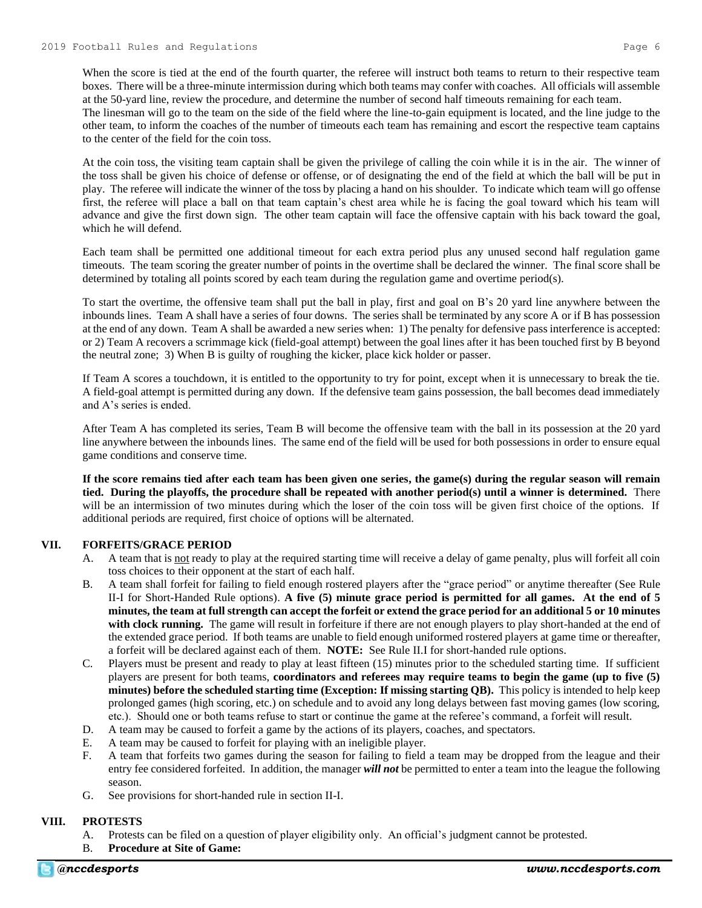When the score is tied at the end of the fourth quarter, the referee will instruct both teams to return to their respective team boxes. There will be a three-minute intermission during which both teams may confer with coaches. All officials will assemble at the 50-yard line, review the procedure, and determine the number of second half timeouts remaining for each team.
The linesman will go to the team on the side of the field where the line-to-gain equipment is located, and the line judge to the other team, to inform the coaches of the number of timeouts each team has remaining and escort the respective team captains to the center of the field for the coin toss.

At the coin toss, the visiting team captain shall be given the privilege of calling the coin while it is in the air. The winner of the toss shall be given his choice of defense or offense, or of designating the end of the field at which the ball will be put in play. The referee will indicate the winner of the toss by placing a hand on his shoulder. To indicate which team will go offense first, the referee will place a ball on that team captain's chest area while he is facing the goal toward which his team will advance and give the first down sign. The other team captain will face the offensive captain with his back toward the goal, which he will defend.

Each team shall be permitted one additional timeout for each extra period plus any unused second half regulation game timeouts. The team scoring the greater number of points in the overtime shall be declared the winner. The final score shall be determined by totaling all points scored by each team during the regulation game and overtime period(s).

To start the overtime, the offensive team shall put the ball in play, first and goal on B's 20 yard line anywhere between the inbounds lines. Team A shall have a series of four downs. The series shall be terminated by any score A or if B has possession at the end of any down. Team A shall be awarded a new series when: 1) The penalty for defensive pass interference is accepted: or 2) Team A recovers a scrimmage kick (field-goal attempt) between the goal lines after it has been touched first by B beyond the neutral zone; 3) When B is guilty of roughing the kicker, place kick holder or passer.

If Team A scores a touchdown, it is entitled to the opportunity to try for point, except when it is unnecessary to break the tie. A field-goal attempt is permitted during any down. If the defensive team gains possession, the ball becomes dead immediately and A's series is ended.

After Team A has completed its series, Team B will become the offensive team with the ball in its possession at the 20 yard line anywhere between the inbounds lines. The same end of the field will be used for both possessions in order to ensure equal game conditions and conserve time.

**If the score remains tied after each team has been given one series, the game(s) during the regular season will remain tied. During the playoffs, the procedure shall be repeated with another period(s) until a winner is determined.** There will be an intermission of two minutes during which the loser of the coin toss will be given first choice of the options. If additional periods are required, first choice of options will be alternated.

## VII. FORFEITS/GRACE PERIOD

A. A team that is <u>not</u> ready to play at the required starting time will receive a delay of game penalty, plus will forfeit all coin toss choices to their opponent at the start of each half.

B. A team shall forfeit for failing to field enough rostered players after the "grace period" or anytime thereafter (See Rule II-I for Short-Handed Rule options). **A five (5) minute grace period is permitted for all games. At the end of 5 minutes, the team at full strength can accept the forfeit or extend the grace period for an additional 5 or 10 minutes with clock running.** The game will result in forfeiture if there are not enough players to play short-handed at the end of the extended grace period. If both teams are unable to field enough uniformed rostered players at game time or thereafter, a forfeit will be declared against each of them. **NOTE:** See Rule II.I for short-handed rule options.

C. Players must be present and ready to play at least fifteen (15) minutes prior to the scheduled starting time. If sufficient players are present for both teams, **coordinators and referees may require teams to begin the game (up to five (5) minutes) before the scheduled starting time (Exception: If missing starting QB).** This policy is intended to help keep prolonged games (high scoring, etc.) on schedule and to avoid any long delays between fast moving games (low scoring, etc.). Should one or both teams refuse to start or continue the game at the referee's command, a forfeit will result.

D. A team may be caused to forfeit a game by the actions of its players, coaches, and spectators.

E. A team may be caused to forfeit for playing with an ineligible player.

F. A team that forfeits two games during the season for failing to field a team may be dropped from the league and their entry fee considered forfeited. In addition, the manager ***will not*** be permitted to enter a team into the league the following season.

G. See provisions for short-handed rule in section II-I.

## VIII. PROTESTS

A. Protests can be filed on a question of player eligibility only. An official's judgment cannot be protested.

B. **Procedure at Site of Game:**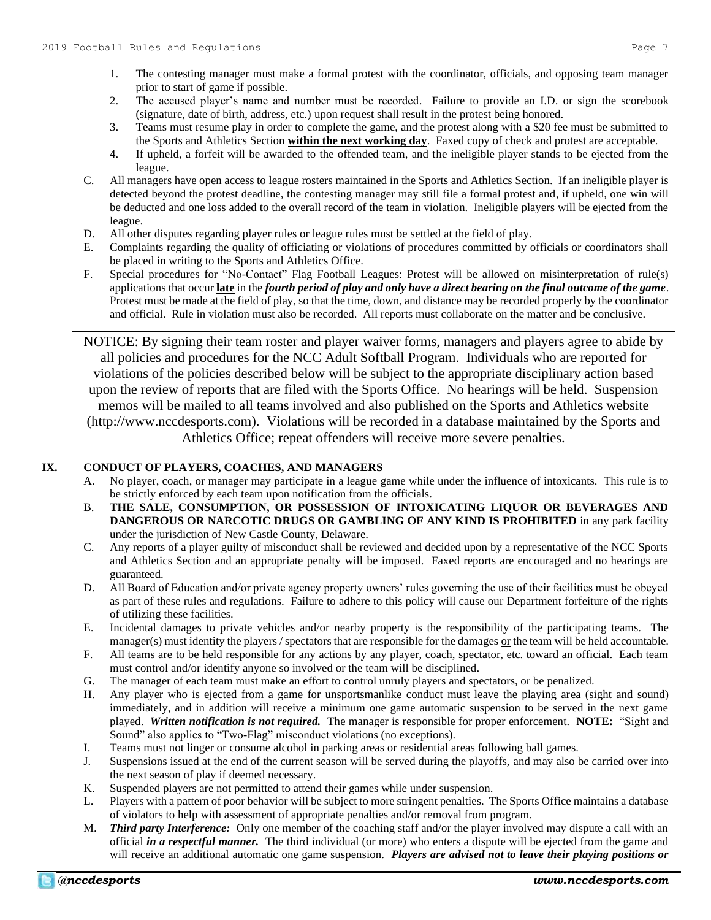1. The contesting manager must make a formal protest with the coordinator, officials, and opposing team manager prior to start of game if possible.
2. The accused player's name and number must be recorded. Failure to provide an I.D. or sign the scorebook (signature, date of birth, address, etc.) upon request shall result in the protest being honored.
3. Teams must resume play in order to complete the game, and the protest along with a $20 fee must be submitted to the Sports and Athletics Section **<u>within the next working day</u>**. Faxed copy of check and protest are acceptable.
4. If upheld, a forfeit will be awarded to the offended team, and the ineligible player stands to be ejected from the league.

C. All managers have open access to league rosters maintained in the Sports and Athletics Section. If an ineligible player is detected beyond the protest deadline, the contesting manager may still file a formal protest and, if upheld, one win will be deducted and one loss added to the overall record of the team in violation. Ineligible players will be ejected from the league.

D. All other disputes regarding player rules or league rules must be settled at the field of play.

E. Complaints regarding the quality of officiating or violations of procedures committed by officials or coordinators shall be placed in writing to the Sports and Athletics Office.

F. Special procedures for "No-Contact" Flag Football Leagues: Protest will be allowed on misinterpretation of rule(s) applications that occur **<u>late</u>** in the ***fourth period of play and only have a direct bearing on the final outcome of the game***. Protest must be made at the field of play, so that the time, down, and distance may be recorded properly by the coordinator and official. Rule in violation must also be recorded. All reports must collaborate on the matter and be conclusive.

> NOTICE: By signing their team roster and player waiver forms, managers and players agree to abide by all policies and procedures for the NCC Adult Softball Program. Individuals who are reported for violations of the policies described below will be subject to the appropriate disciplinary action based upon the review of reports that are filed with the Sports Office. No hearings will be held. Suspension memos will be mailed to all teams involved and also published on the Sports and Athletics website (http://www.nccdesports.com). Violations will be recorded in a database maintained by the Sports and Athletics Office; repeat offenders will receive more severe penalties.

## IX. CONDUCT OF PLAYERS, COACHES, AND MANAGERS

A. No player, coach, or manager may participate in a league game while under the influence of intoxicants. This rule is to be strictly enforced by each team upon notification from the officials.

B. **THE SALE, CONSUMPTION, OR POSSESSION OF INTOXICATING LIQUOR OR BEVERAGES AND DANGEROUS OR NARCOTIC DRUGS OR GAMBLING OF ANY KIND IS PROHIBITED** in any park facility under the jurisdiction of New Castle County, Delaware.

C. Any reports of a player guilty of misconduct shall be reviewed and decided upon by a representative of the NCC Sports and Athletics Section and an appropriate penalty will be imposed. Faxed reports are encouraged and no hearings are guaranteed.

D. All Board of Education and/or private agency property owners' rules governing the use of their facilities must be obeyed as part of these rules and regulations. Failure to adhere to this policy will cause our Department forfeiture of the rights of utilizing these facilities.

E. Incidental damages to private vehicles and/or nearby property is the responsibility of the participating teams. The manager(s) must identity the players / spectators that are responsible for the damages <u>or</u> the team will be held accountable.

F. All teams are to be held responsible for any actions by any player, coach, spectator, etc. toward an official. Each team must control and/or identify anyone so involved or the team will be disciplined.

G. The manager of each team must make an effort to control unruly players and spectators, or be penalized.

H. Any player who is ejected from a game for unsportsmanlike conduct must leave the playing area (sight and sound) immediately, and in addition will receive a minimum one game automatic suspension to be served in the next game played. ***Written notification is not required.*** The manager is responsible for proper enforcement. **NOTE:** "Sight and Sound" also applies to "Two-Flag" misconduct violations (no exceptions).

I. Teams must not linger or consume alcohol in parking areas or residential areas following ball games.

J. Suspensions issued at the end of the current season will be served during the playoffs, and may also be carried over into the next season of play if deemed necessary.

K. Suspended players are not permitted to attend their games while under suspension.

L. Players with a pattern of poor behavior will be subject to more stringent penalties. The Sports Office maintains a database of violators to help with assessment of appropriate penalties and/or removal from program.

M. ***Third party Interference:*** Only one member of the coaching staff and/or the player involved may dispute a call with an official ***in a respectful manner.*** The third individual (or more) who enters a dispute will be ejected from the game and will receive an additional automatic one game suspension. ***Players are advised not to leave their playing positions or***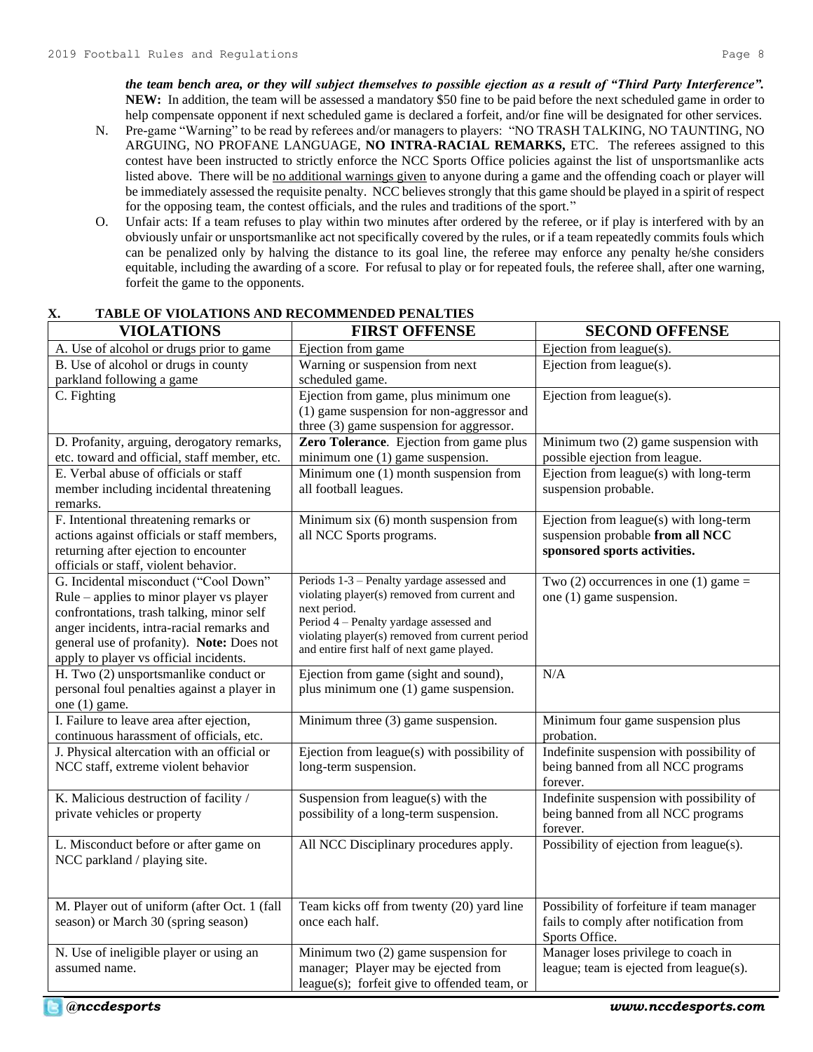***the team bench area, or they will subject themselves to possible ejection as a result of "Third Party Interference".*** **NEW:** In addition, the team will be assessed a mandatory $50 fine to be paid before the next scheduled game in order to help compensate opponent if next scheduled game is declared a forfeit, and/or fine will be designated for other services.

N. Pre-game "Warning" to be read by referees and/or managers to players: "NO TRASH TALKING, NO TAUNTING, NO ARGUING, NO PROFANE LANGUAGE, **NO INTRA-RACIAL REMARKS,** ETC. The referees assigned to this contest have been instructed to strictly enforce the NCC Sports Office policies against the list of unsportsmanlike acts listed above. There will be <u>no additional warnings given</u> to anyone during a game and the offending coach or player will be immediately assessed the requisite penalty. NCC believes strongly that this game should be played in a spirit of respect for the opposing team, the contest officials, and the rules and traditions of the sport."

O. Unfair acts: If a team refuses to play within two minutes after ordered by the referee, or if play is interfered with by an obviously unfair or unsportsmanlike act not specifically covered by the rules, or if a team repeatedly commits fouls which can be penalized only by halving the distance to its goal line, the referee may enforce any penalty he/she considers equitable, including the awarding of a score. For refusal to play or for repeated fouls, the referee shall, after one warning, forfeit the game to the opponents.

## X. TABLE OF VIOLATIONS AND RECOMMENDED PENALTIES

| VIOLATIONS | FIRST OFFENSE | SECOND OFFENSE |
|---|---|---|
| A. Use of alcohol or drugs prior to game | Ejection from game | Ejection from league(s). |
| B. Use of alcohol or drugs in county parkland following a game | Warning or suspension from next scheduled game. | Ejection from league(s). |
| C. Fighting | Ejection from game, plus minimum one (1) game suspension for non-aggressor and three (3) game suspension for aggressor. | Ejection from league(s). |
| D. Profanity, arguing, derogatory remarks, etc. toward and official, staff member, etc. | **Zero Tolerance**. Ejection from game plus minimum one (1) game suspension. | Minimum two (2) game suspension with possible ejection from league. |
| E. Verbal abuse of officials or staff member including incidental threatening remarks. | Minimum one (1) month suspension from all football leagues. | Ejection from league(s) with long-term suspension probable. |
| F. Intentional threatening remarks or actions against officials or staff members, returning after ejection to encounter officials or staff, violent behavior. | Minimum six (6) month suspension from all NCC Sports programs. | Ejection from league(s) with long-term suspension probable **from all NCC sponsored sports activities.** |
| G. Incidental misconduct ("Cool Down" Rule – applies to minor player vs player confrontations, trash talking, minor self anger incidents, intra-racial remarks and general use of profanity). **Note:** Does not apply to player vs official incidents. | Periods 1-3 – Penalty yardage assessed and violating player(s) removed from current and next period.<br>Period 4 – Penalty yardage assessed and violating player(s) removed from current period and entire first half of next game played. | Two (2) occurrences in one (1) game = one (1) game suspension. |
| H. Two (2) unsportsmanlike conduct or personal foul penalties against a player in one (1) game. | Ejection from game (sight and sound), plus minimum one (1) game suspension. | N/A |
| I. Failure to leave area after ejection, continuous harassment of officials, etc. | Minimum three (3) game suspension. | Minimum four game suspension plus probation. |
| J. Physical altercation with an official or NCC staff, extreme violent behavior | Ejection from league(s) with possibility of long-term suspension. | Indefinite suspension with possibility of being banned from all NCC programs forever. |
| K. Malicious destruction of facility / private vehicles or property | Suspension from league(s) with the possibility of a long-term suspension. | Indefinite suspension with possibility of being banned from all NCC programs forever. |
| L. Misconduct before or after game on NCC parkland / playing site. | All NCC Disciplinary procedures apply. | Possibility of ejection from league(s). |
| M. Player out of uniform (after Oct. 1 (fall season) or March 30 (spring season) | Team kicks off from twenty (20) yard line once each half. | Possibility of forfeiture if team manager fails to comply after notification from Sports Office. |
| N. Use of ineligible player or using an assumed name. | Minimum two (2) game suspension for manager; Player may be ejected from league(s); forfeit give to offended team, or | Manager loses privilege to coach in league; team is ejected from league(s). |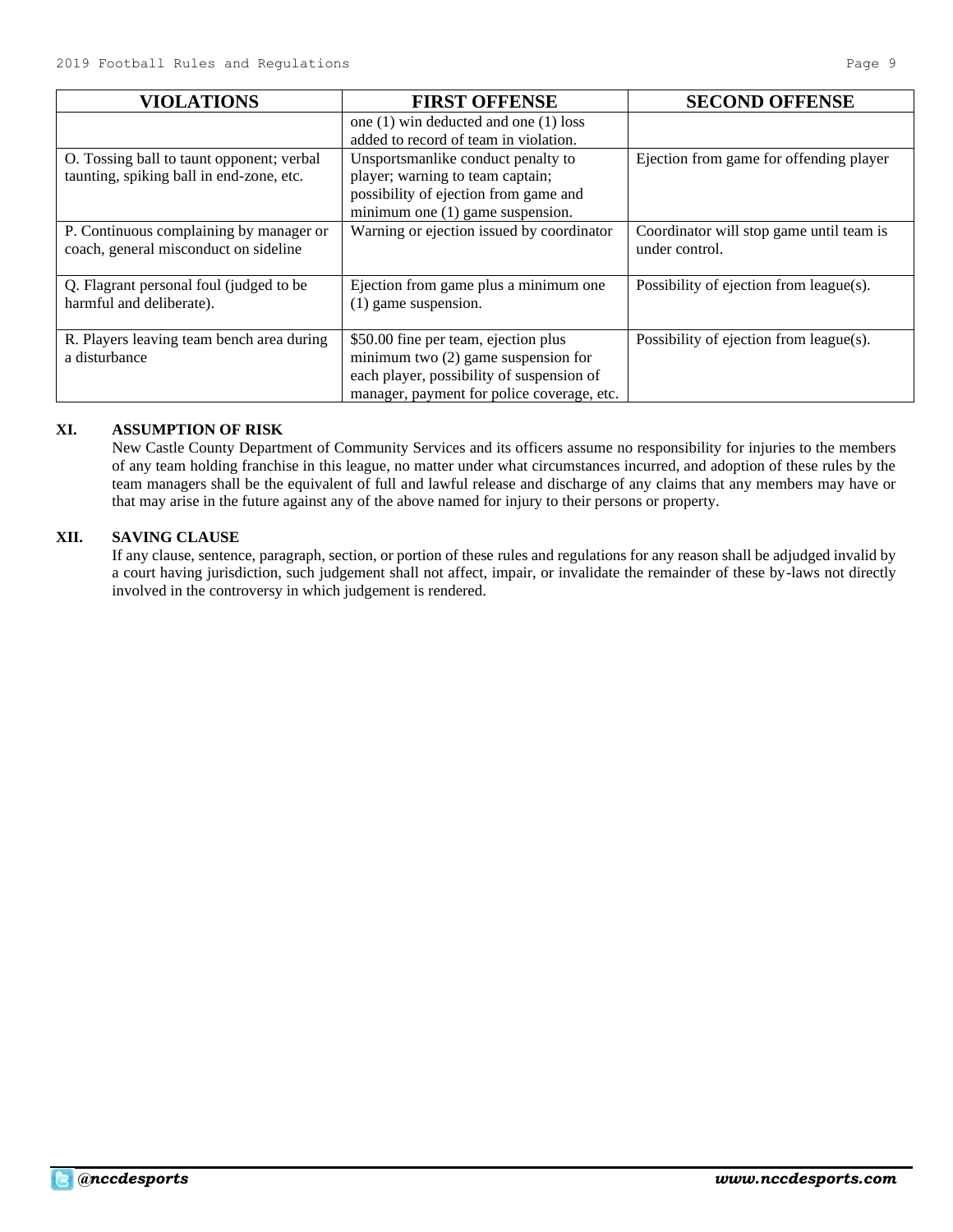| VIOLATIONS | FIRST OFFENSE | SECOND OFFENSE |
|---|---|---|
| | one (1) win deducted and one (1) loss added to record of team in violation. | |
| O. Tossing ball to taunt opponent; verbal taunting, spiking ball in end-zone, etc. | Unsportsmanlike conduct penalty to player; warning to team captain; possibility of ejection from game and minimum one (1) game suspension. | Ejection from game for offending player |
| P. Continuous complaining by manager or coach, general misconduct on sideline | Warning or ejection issued by coordinator | Coordinator will stop game until team is under control. |
| Q. Flagrant personal foul (judged to be harmful and deliberate). | Ejection from game plus a minimum one (1) game suspension. | Possibility of ejection from league(s). |
| R. Players leaving team bench area during a disturbance | $50.00 fine per team, ejection plus minimum two (2) game suspension for each player, possibility of suspension of manager, payment for police coverage, etc. | Possibility of ejection from league(s). |

## XI. ASSUMPTION OF RISK

New Castle County Department of Community Services and its officers assume no responsibility for injuries to the members of any team holding franchise in this league, no matter under what circumstances incurred, and adoption of these rules by the team managers shall be the equivalent of full and lawful release and discharge of any claims that any members may have or that may arise in the future against any of the above named for injury to their persons or property.

## XII. SAVING CLAUSE

If any clause, sentence, paragraph, section, or portion of these rules and regulations for any reason shall be adjudged invalid by a court having jurisdiction, such judgement shall not affect, impair, or invalidate the remainder of these by-laws not directly involved in the controversy in which judgement is rendered.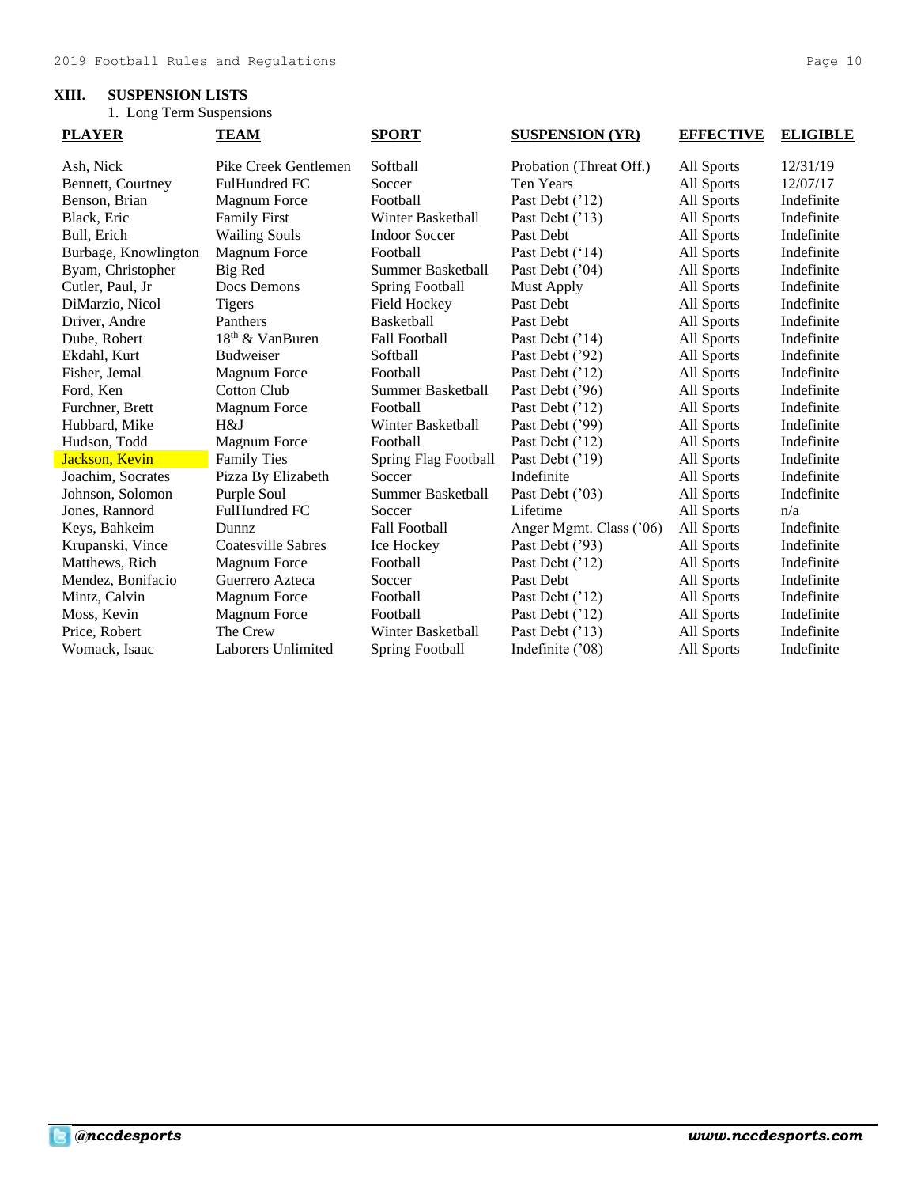## XIII. SUSPENSION LISTS

1. Long Term Suspensions

| PLAYER | TEAM | SPORT | SUSPENSION (YR) | EFFECTIVE | ELIGIBLE |
|---|---|---|---|---|---|
| Ash, Nick | Pike Creek Gentlemen | Softball | Probation (Threat Off.) | All Sports | 12/31/19 |
| Bennett, Courtney | FulHundred FC | Soccer | Ten Years | All Sports | 12/07/17 |
| Benson, Brian | Magnum Force | Football | Past Debt ('12) | All Sports | Indefinite |
| Black, Eric | Family First | Winter Basketball | Past Debt ('13) | All Sports | Indefinite |
| Bull, Erich | Wailing Souls | Indoor Soccer | Past Debt | All Sports | Indefinite |
| Burbage, Knowlington | Magnum Force | Football | Past Debt ('14) | All Sports | Indefinite |
| Byam, Christopher | Big Red | Summer Basketball | Past Debt ('04) | All Sports | Indefinite |
| Cutler, Paul, Jr | Docs Demons | Spring Football | Must Apply | All Sports | Indefinite |
| DiMarzio, Nicol | Tigers | Field Hockey | Past Debt | All Sports | Indefinite |
| Driver, Andre | Panthers | Basketball | Past Debt | All Sports | Indefinite |
| Dube, Robert | 18th & VanBuren | Fall Football | Past Debt ('14) | All Sports | Indefinite |
| Ekdahl, Kurt | Budweiser | Softball | Past Debt ('92) | All Sports | Indefinite |
| Fisher, Jemal | Magnum Force | Football | Past Debt ('12) | All Sports | Indefinite |
| Ford, Ken | Cotton Club | Summer Basketball | Past Debt ('96) | All Sports | Indefinite |
| Furchner, Brett | Magnum Force | Football | Past Debt ('12) | All Sports | Indefinite |
| Hubbard, Mike | H&J | Winter Basketball | Past Debt ('99) | All Sports | Indefinite |
| Hudson, Todd | Magnum Force | Football | Past Debt ('12) | All Sports | Indefinite |
| Jackson, Kevin | Family Ties | Spring Flag Football | Past Debt ('19) | All Sports | Indefinite |
| Joachim, Socrates | Pizza By Elizabeth | Soccer | Indefinite | All Sports | Indefinite |
| Johnson, Solomon | Purple Soul | Summer Basketball | Past Debt ('03) | All Sports | Indefinite |
| Jones, Rannord | FulHundred FC | Soccer | Lifetime | All Sports | n/a |
| Keys, Bahkeim | Dunnz | Fall Football | Anger Mgmt. Class ('06) | All Sports | Indefinite |
| Krupanski, Vince | Coatesville Sabres | Ice Hockey | Past Debt ('93) | All Sports | Indefinite |
| Matthews, Rich | Magnum Force | Football | Past Debt ('12) | All Sports | Indefinite |
| Mendez, Bonifacio | Guerrero Azteca | Soccer | Past Debt | All Sports | Indefinite |
| Mintz, Calvin | Magnum Force | Football | Past Debt ('12) | All Sports | Indefinite |
| Moss, Kevin | Magnum Force | Football | Past Debt ('12) | All Sports | Indefinite |
| Price, Robert | The Crew | Winter Basketball | Past Debt ('13) | All Sports | Indefinite |
| Womack, Isaac | Laborers Unlimited | Spring Football | Indefinite ('08) | All Sports | Indefinite |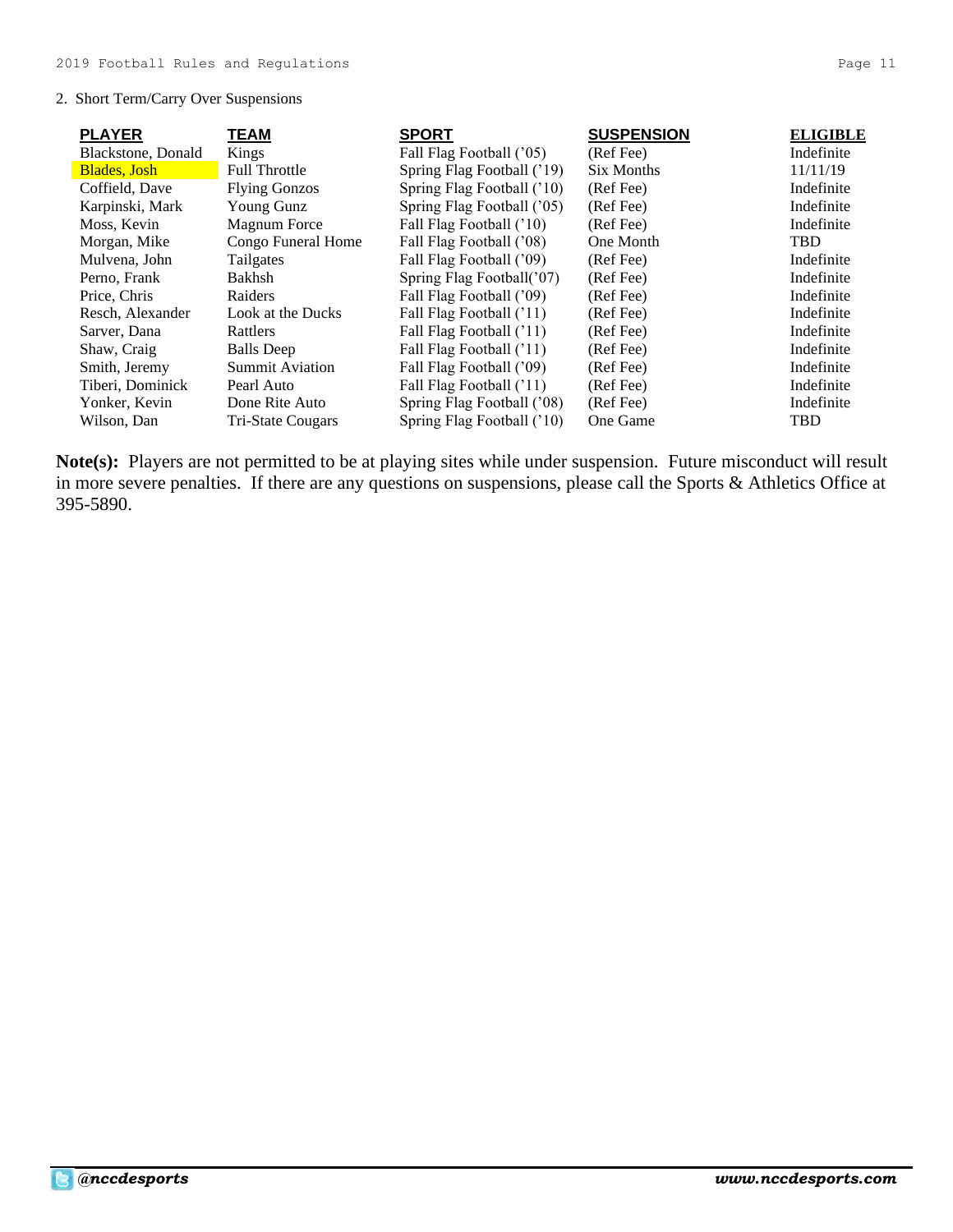2. Short Term/Carry Over Suspensions

| PLAYER | TEAM | SPORT | SUSPENSION | ELIGIBLE |
|---|---|---|---|---|
| Blackstone, Donald | Kings | Fall Flag Football ('05) | (Ref Fee) | Indefinite |
| Blades, Josh | Full Throttle | Spring Flag Football ('19) | Six Months | 11/11/19 |
| Coffield, Dave | Flying Gonzos | Spring Flag Football ('10) | (Ref Fee) | Indefinite |
| Karpinski, Mark | Young Gunz | Spring Flag Football ('05) | (Ref Fee) | Indefinite |
| Moss, Kevin | Magnum Force | Fall Flag Football ('10) | (Ref Fee) | Indefinite |
| Morgan, Mike | Congo Funeral Home | Fall Flag Football ('08) | One Month | TBD |
| Mulvena, John | Tailgates | Fall Flag Football ('09) | (Ref Fee) | Indefinite |
| Perno, Frank | Bakhsh | Spring Flag Football('07) | (Ref Fee) | Indefinite |
| Price, Chris | Raiders | Fall Flag Football ('09) | (Ref Fee) | Indefinite |
| Resch, Alexander | Look at the Ducks | Fall Flag Football ('11) | (Ref Fee) | Indefinite |
| Sarver, Dana | Rattlers | Fall Flag Football ('11) | (Ref Fee) | Indefinite |
| Shaw, Craig | Balls Deep | Fall Flag Football ('11) | (Ref Fee) | Indefinite |
| Smith, Jeremy | Summit Aviation | Fall Flag Football ('09) | (Ref Fee) | Indefinite |
| Tiberi, Dominick | Pearl Auto | Fall Flag Football ('11) | (Ref Fee) | Indefinite |
| Yonker, Kevin | Done Rite Auto | Spring Flag Football ('08) | (Ref Fee) | Indefinite |
| Wilson, Dan | Tri-State Cougars | Spring Flag Football ('10) | One Game | TBD |

**Note(s):** Players are not permitted to be at playing sites while under suspension. Future misconduct will result in more severe penalties. If there are any questions on suspensions, please call the Sports & Athletics Office at 395-5890.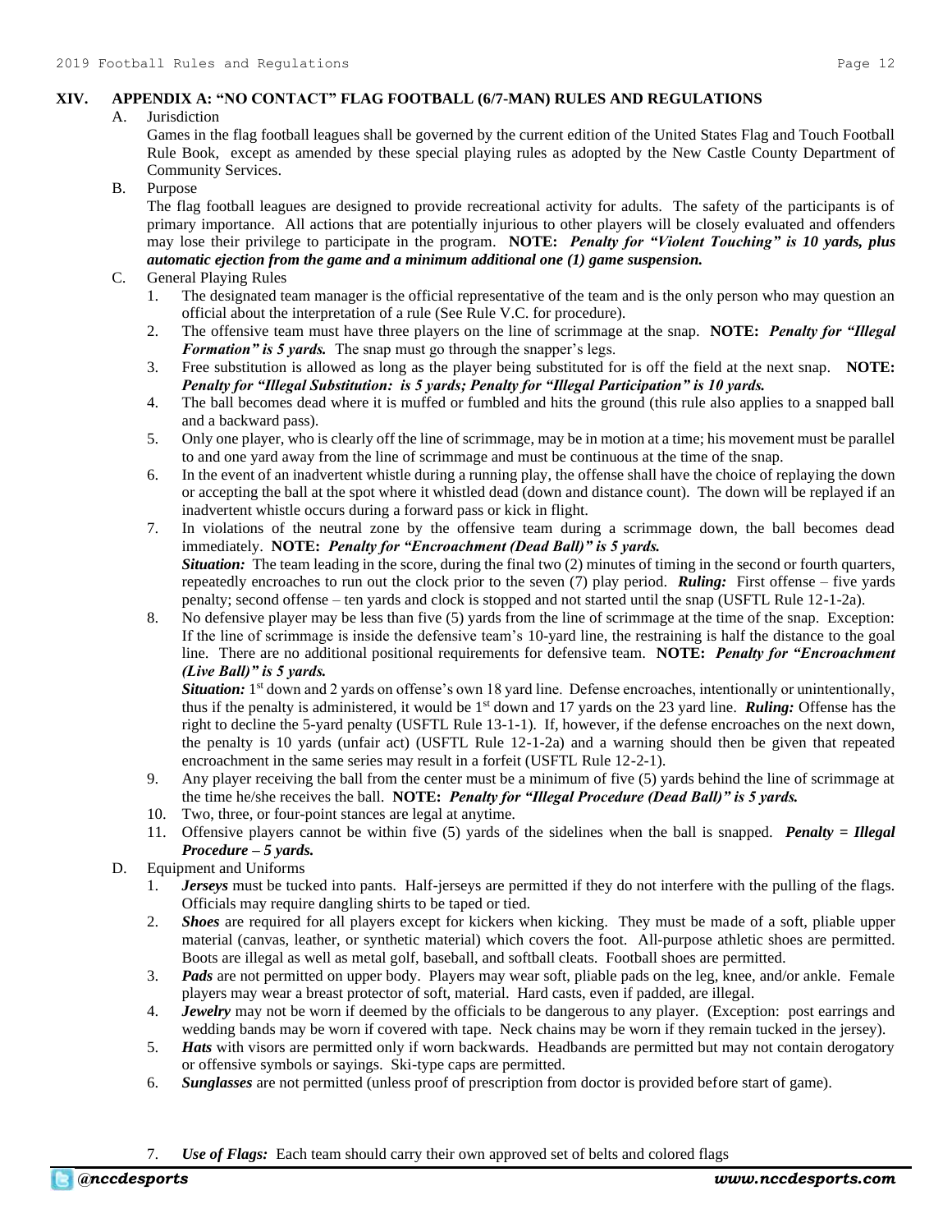## XIV. APPENDIX A: "NO CONTACT" FLAG FOOTBALL (6/7-MAN) RULES AND REGULATIONS

A. Jurisdiction

Games in the flag football leagues shall be governed by the current edition of the United States Flag and Touch Football Rule Book, except as amended by these special playing rules as adopted by the New Castle County Department of Community Services.

B. Purpose

The flag football leagues are designed to provide recreational activity for adults. The safety of the participants is of primary importance. All actions that are potentially injurious to other players will be closely evaluated and offenders may lose their privilege to participate in the program. **NOTE:** ***Penalty for "Violent Touching" is 10 yards, plus automatic ejection from the game and a minimum additional one (1) game suspension.***

C. General Playing Rules

1. The designated team manager is the official representative of the team and is the only person who may question an official about the interpretation of a rule (See Rule V.C. for procedure).
2. The offensive team must have three players on the line of scrimmage at the snap. **NOTE:** ***Penalty for "Illegal Formation" is 5 yards.*** The snap must go through the snapper's legs.
3. Free substitution is allowed as long as the player being substituted for is off the field at the next snap. **NOTE:** ***Penalty for "Illegal Substitution: is 5 yards; Penalty for "Illegal Participation" is 10 yards.***
4. The ball becomes dead where it is muffed or fumbled and hits the ground (this rule also applies to a snapped ball and a backward pass).
5. Only one player, who is clearly off the line of scrimmage, may be in motion at a time; his movement must be parallel to and one yard away from the line of scrimmage and must be continuous at the time of the snap.
6. In the event of an inadvertent whistle during a running play, the offense shall have the choice of replaying the down or accepting the ball at the spot where it whistled dead (down and distance count). The down will be replayed if an inadvertent whistle occurs during a forward pass or kick in flight.
7. In violations of the neutral zone by the offensive team during a scrimmage down, the ball becomes dead immediately. **NOTE:** ***Penalty for "Encroachment (Dead Ball)" is 5 yards.***
   ***Situation:*** The team leading in the score, during the final two (2) minutes of timing in the second or fourth quarters, repeatedly encroaches to run out the clock prior to the seven (7) play period. ***Ruling:*** First offense – five yards penalty; second offense – ten yards and clock is stopped and not started until the snap (USFTL Rule 12-1-2a).
8. No defensive player may be less than five (5) yards from the line of scrimmage at the time of the snap. Exception: If the line of scrimmage is inside the defensive team's 10-yard line, the restraining is half the distance to the goal line. There are no additional positional requirements for defensive team. **NOTE:** ***Penalty for "Encroachment (Live Ball)" is 5 yards.***
   ***Situation:*** 1st down and 2 yards on offense's own 18 yard line. Defense encroaches, intentionally or unintentionally, thus if the penalty is administered, it would be 1st down and 17 yards on the 23 yard line. ***Ruling:*** Offense has the right to decline the 5-yard penalty (USFTL Rule 13-1-1). If, however, if the defense encroaches on the next down, the penalty is 10 yards (unfair act) (USFTL Rule 12-1-2a) and a warning should then be given that repeated encroachment in the same series may result in a forfeit (USFTL Rule 12-2-1).
9. Any player receiving the ball from the center must be a minimum of five (5) yards behind the line of scrimmage at the time he/she receives the ball. **NOTE:** ***Penalty for "Illegal Procedure (Dead Ball)" is 5 yards.***
10. Two, three, or four-point stances are legal at anytime.
11. Offensive players cannot be within five (5) yards of the sidelines when the ball is snapped. ***Penalty = Illegal Procedure – 5 yards.***

D. Equipment and Uniforms

1. ***Jerseys*** must be tucked into pants. Half-jerseys are permitted if they do not interfere with the pulling of the flags. Officials may require dangling shirts to be taped or tied.
2. ***Shoes*** are required for all players except for kickers when kicking. They must be made of a soft, pliable upper material (canvas, leather, or synthetic material) which covers the foot. All-purpose athletic shoes are permitted. Boots are illegal as well as metal golf, baseball, and softball cleats. Football shoes are permitted.
3. ***Pads*** are not permitted on upper body. Players may wear soft, pliable pads on the leg, knee, and/or ankle. Female players may wear a breast protector of soft, material. Hard casts, even if padded, are illegal.
4. ***Jewelry*** may not be worn if deemed by the officials to be dangerous to any player. (Exception: post earrings and wedding bands may be worn if covered with tape. Neck chains may be worn if they remain tucked in the jersey).
5. ***Hats*** with visors are permitted only if worn backwards. Headbands are permitted but may not contain derogatory or offensive symbols or sayings. Ski-type caps are permitted.
6. ***Sunglasses*** are not permitted (unless proof of prescription from doctor is provided before start of game).
7. ***Use of Flags:*** Each team should carry their own approved set of belts and colored flags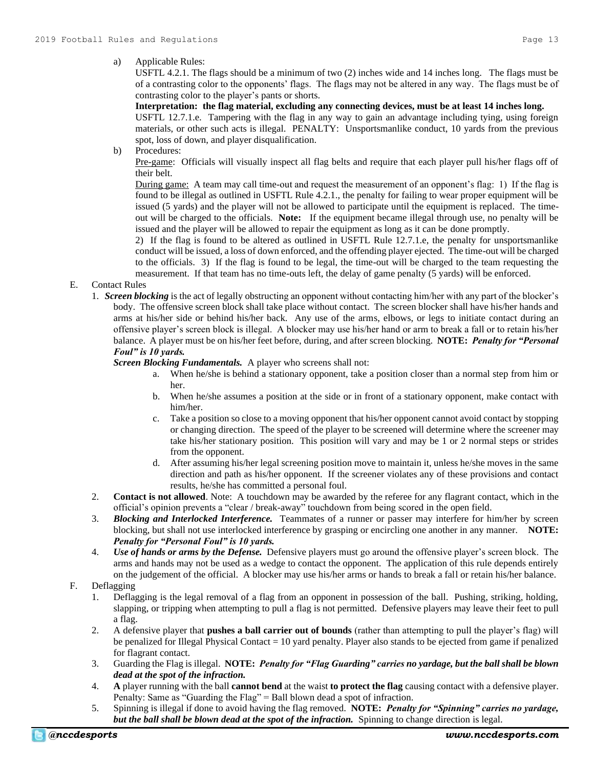a) Applicable Rules:

USFTL 4.2.1. The flags should be a minimum of two (2) inches wide and 14 inches long. The flags must be of a contrasting color to the opponents' flags. The flags may not be altered in any way. The flags must be of contrasting color to the player's pants or shorts.

**Interpretation: the flag material, excluding any connecting devices, must be at least 14 inches long.**

USFTL 12.7.1.e. Tampering with the flag in any way to gain an advantage including tying, using foreign materials, or other such acts is illegal. PENALTY: Unsportsmanlike conduct, 10 yards from the previous spot, loss of down, and player disqualification.

b) Procedures:

Pre-game: Officials will visually inspect all flag belts and require that each player pull his/her flags off of their belt.

During game: A team may call time-out and request the measurement of an opponent's flag: 1) If the flag is found to be illegal as outlined in USFTL Rule 4.2.1., the penalty for failing to wear proper equipment will be issued (5 yards) and the player will not be allowed to participate until the equipment is replaced. The time-out will be charged to the officials. **Note:** If the equipment became illegal through use, no penalty will be issued and the player will be allowed to repair the equipment as long as it can be done promptly.

2) If the flag is found to be altered as outlined in USFTL Rule 12.7.1.e, the penalty for unsportsmanlike conduct will be issued, a loss of down enforced, and the offending player ejected. The time-out will be charged to the officials. 3) If the flag is found to be legal, the time-out will be charged to the team requesting the measurement. If that team has no time-outs left, the delay of game penalty (5 yards) will be enforced.

E. Contact Rules

1. ***Screen blocking*** is the act of legally obstructing an opponent without contacting him/her with any part of the blocker's body. The offensive screen block shall take place without contact. The screen blocker shall have his/her hands and arms at his/her side or behind his/her back. Any use of the arms, elbows, or legs to initiate contact during an offensive player's screen block is illegal. A blocker may use his/her hand or arm to break a fall or to retain his/her balance. A player must be on his/her feet before, during, and after screen blocking. **NOTE:** ***Penalty for "Personal Foul" is 10 yards.***

   ***Screen Blocking Fundamentals.*** A player who screens shall not:

   a. When he/she is behind a stationary opponent, take a position closer than a normal step from him or her.
   b. When he/she assumes a position at the side or in front of a stationary opponent, make contact with him/her.
   c. Take a position so close to a moving opponent that his/her opponent cannot avoid contact by stopping or changing direction. The speed of the player to be screened will determine where the screener may take his/her stationary position. This position will vary and may be 1 or 2 normal steps or strides from the opponent.
   d. After assuming his/her legal screening position move to maintain it, unless he/she moves in the same direction and path as his/her opponent. If the screener violates any of these provisions and contact results, he/she has committed a personal foul.

2. **Contact is not allowed**. Note: A touchdown may be awarded by the referee for any flagrant contact, which in the official's opinion prevents a "clear / break-away" touchdown from being scored in the open field.
3. ***Blocking and Interlocked Interference.*** Teammates of a runner or passer may interfere for him/her by screen blocking, but shall not use interlocked interference by grasping or encircling one another in any manner. **NOTE:** ***Penalty for "Personal Foul" is 10 yards.***
4. ***Use of hands or arms by the Defense.*** Defensive players must go around the offensive player's screen block. The arms and hands may not be used as a wedge to contact the opponent. The application of this rule depends entirely on the judgement of the official. A blocker may use his/her arms or hands to break a fall or retain his/her balance.

F. Deflagging

1. Deflagging is the legal removal of a flag from an opponent in possession of the ball. Pushing, striking, holding, slapping, or tripping when attempting to pull a flag is not permitted. Defensive players may leave their feet to pull a flag.
2. A defensive player that **pushes a ball carrier out of bounds** (rather than attempting to pull the player's flag) will be penalized for Illegal Physical Contact = 10 yard penalty. Player also stands to be ejected from game if penalized for flagrant contact.
3. Guarding the Flag is illegal. **NOTE:** ***Penalty for "Flag Guarding" carries no yardage, but the ball shall be blown dead at the spot of the infraction.***
4. **A** player running with the ball **cannot bend** at the waist **to protect the flag** causing contact with a defensive player. Penalty: Same as "Guarding the Flag" = Ball blown dead a spot of infraction.
5. Spinning is illegal if done to avoid having the flag removed. **NOTE:** ***Penalty for "Spinning" carries no yardage, but the ball shall be blown dead at the spot of the infraction.*** Spinning to change direction is legal.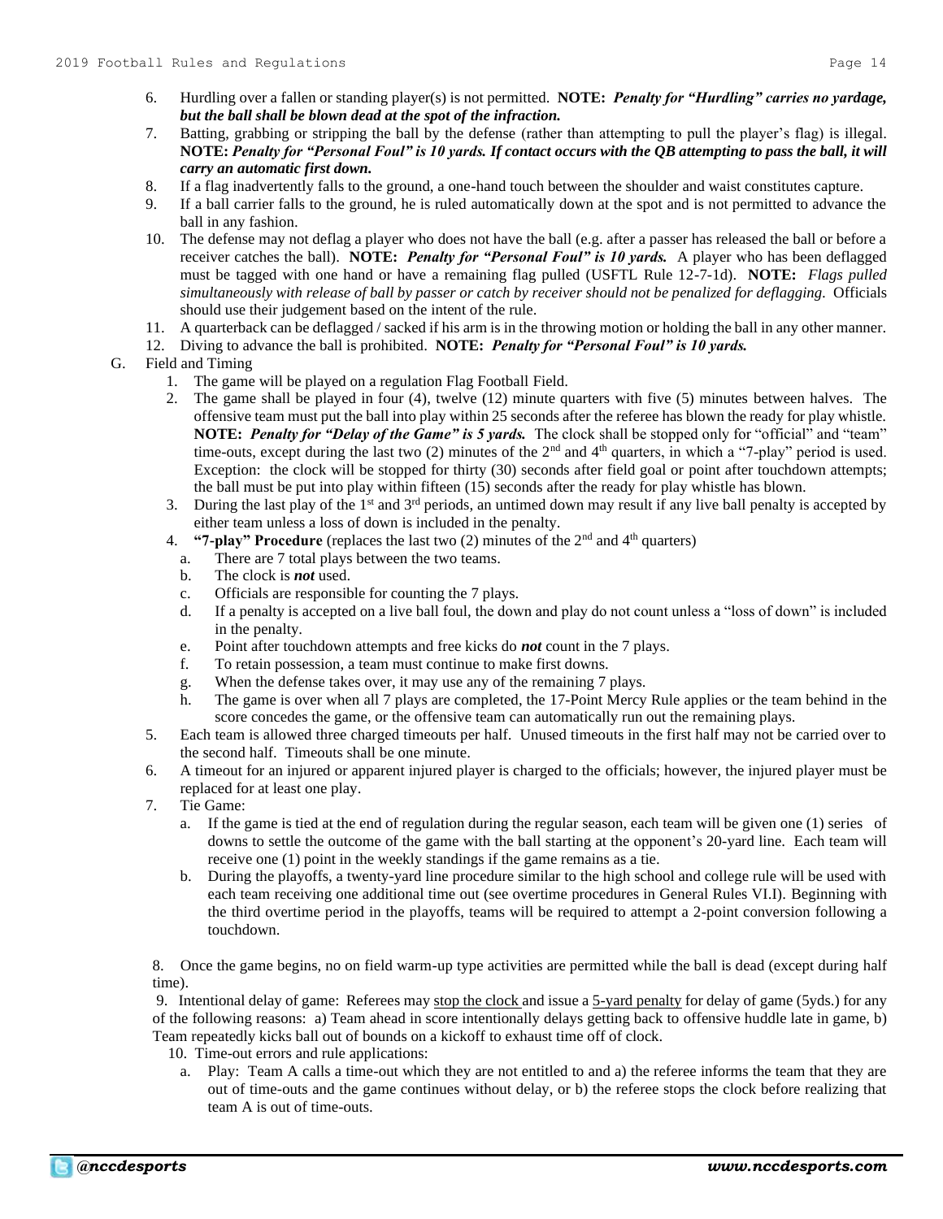6. Hurdling over a fallen or standing player(s) is not permitted. **NOTE:** ***Penalty for "Hurdling" carries no yardage, but the ball shall be blown dead at the spot of the infraction.***
7. Batting, grabbing or stripping the ball by the defense (rather than attempting to pull the player's flag) is illegal. **NOTE:** ***Penalty for "Personal Foul" is 10 yards. If contact occurs with the QB attempting to pass the ball, it will carry an automatic first down.***
8. If a flag inadvertently falls to the ground, a one-hand touch between the shoulder and waist constitutes capture.
9. If a ball carrier falls to the ground, he is ruled automatically down at the spot and is not permitted to advance the ball in any fashion.
10. The defense may not deflag a player who does not have the ball (e.g. after a passer has released the ball or before a receiver catches the ball). **NOTE:** ***Penalty for "Personal Foul" is 10 yards.*** A player who has been deflagged must be tagged with one hand or have a remaining flag pulled (USFTL Rule 12-7-1d). **NOTE:** *Flags pulled simultaneously with release of ball by passer or catch by receiver should not be penalized for deflagging.* Officials should use their judgement based on the intent of the rule.
11. A quarterback can be deflagged / sacked if his arm is in the throwing motion or holding the ball in any other manner.
12. Diving to advance the ball is prohibited. **NOTE:** ***Penalty for "Personal Foul" is 10 yards.***

G. Field and Timing

1. The game will be played on a regulation Flag Football Field.
2. The game shall be played in four (4), twelve (12) minute quarters with five (5) minutes between halves. The offensive team must put the ball into play within 25 seconds after the referee has blown the ready for play whistle. **NOTE:** ***Penalty for "Delay of the Game" is 5 yards.*** The clock shall be stopped only for "official" and "team" time-outs, except during the last two (2) minutes of the 2nd and 4th quarters, in which a "7-play" period is used. Exception: the clock will be stopped for thirty (30) seconds after field goal or point after touchdown attempts; the ball must be put into play within fifteen (15) seconds after the ready for play whistle has blown.
3. During the last play of the 1st and 3rd periods, an untimed down may result if any live ball penalty is accepted by either team unless a loss of down is included in the penalty.
4. **"7-play" Procedure** (replaces the last two (2) minutes of the 2nd and 4th quarters)
   a. There are 7 total plays between the two teams.
   b. The clock is ***not*** used.
   c. Officials are responsible for counting the 7 plays.
   d. If a penalty is accepted on a live ball foul, the down and play do not count unless a "loss of down" is included in the penalty.
   e. Point after touchdown attempts and free kicks do ***not*** count in the 7 plays.
   f. To retain possession, a team must continue to make first downs.
   g. When the defense takes over, it may use any of the remaining 7 plays.
   h. The game is over when all 7 plays are completed, the 17-Point Mercy Rule applies or the team behind in the score concedes the game, or the offensive team can automatically run out the remaining plays.
5. Each team is allowed three charged timeouts per half. Unused timeouts in the first half may not be carried over to the second half. Timeouts shall be one minute.
6. A timeout for an injured or apparent injured player is charged to the officials; however, the injured player must be replaced for at least one play.
7. Tie Game:
   a. If the game is tied at the end of regulation during the regular season, each team will be given one (1) series of downs to settle the outcome of the game with the ball starting at the opponent's 20-yard line. Each team will receive one (1) point in the weekly standings if the game remains as a tie.
   b. During the playoffs, a twenty-yard line procedure similar to the high school and college rule will be used with each team receiving one additional time out (see overtime procedures in General Rules VI.I). Beginning with the third overtime period in the playoffs, teams will be required to attempt a 2-point conversion following a touchdown.
8. Once the game begins, no on field warm-up type activities are permitted while the ball is dead (except during half time).
9. Intentional delay of game: Referees may <u>stop the clock</u> and issue a <u>5-yard penalty</u> for delay of game (5yds.) for any of the following reasons: a) Team ahead in score intentionally delays getting back to offensive huddle late in game, b) Team repeatedly kicks ball out of bounds on a kickoff to exhaust time off of clock.
10. Time-out errors and rule applications:
    a. Play: Team A calls a time-out which they are not entitled to and a) the referee informs the team that they are out of time-outs and the game continues without delay, or b) the referee stops the clock before realizing that team A is out of time-outs.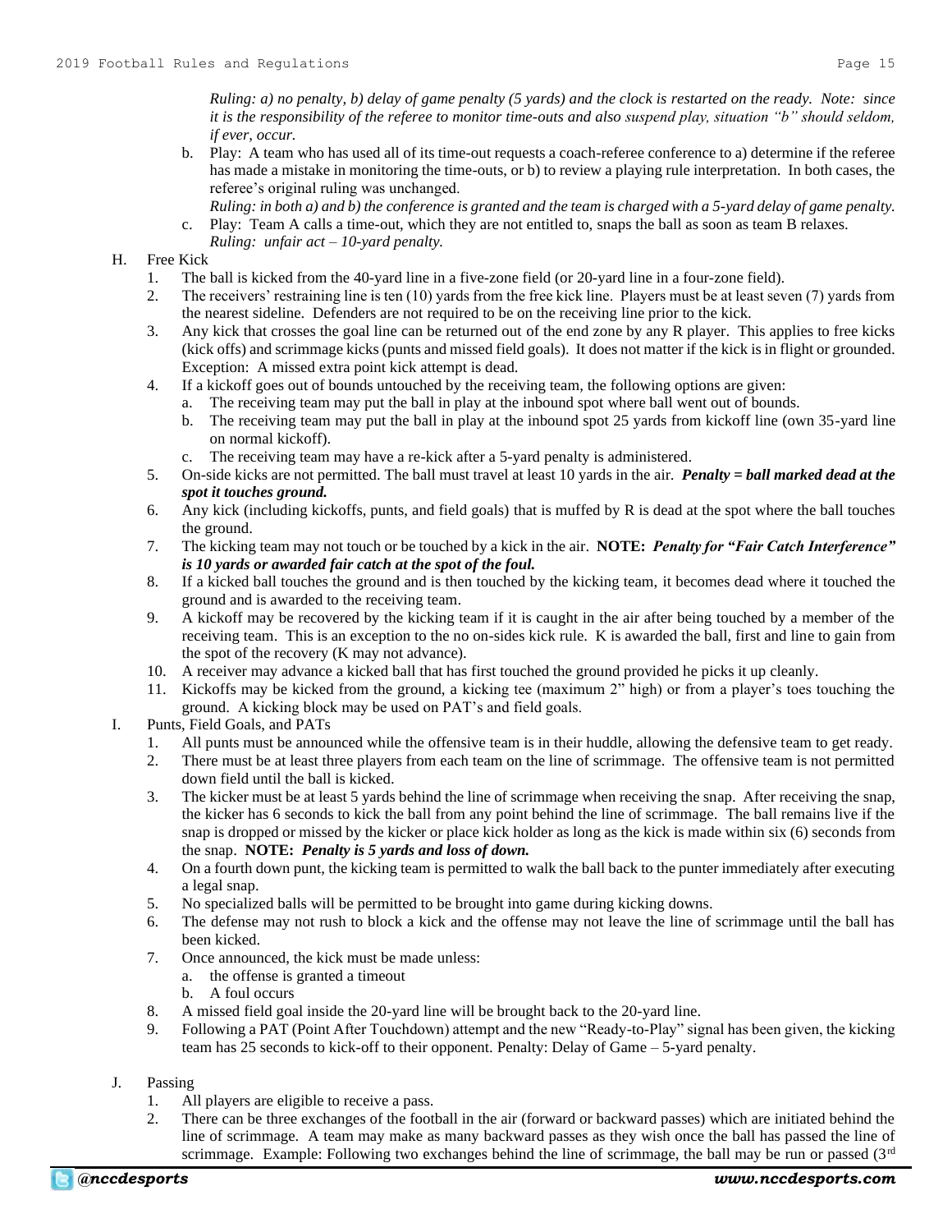*Ruling: a) no penalty, b) delay of game penalty (5 yards) and the clock is restarted on the ready. Note: since it is the responsibility of the referee to monitor time-outs and also suspend play, situation "b" should seldom, if ever, occur.*

b. Play: A team who has used all of its time-out requests a coach-referee conference to a) determine if the referee has made a mistake in monitoring the time-outs, or b) to review a playing rule interpretation. In both cases, the referee's original ruling was unchanged.
*Ruling: in both a) and b) the conference is granted and the team is charged with a 5-yard delay of game penalty.*

c. Play: Team A calls a time-out, which they are not entitled to, snaps the ball as soon as team B relaxes.
*Ruling: unfair act – 10-yard penalty.*

H. Free Kick

1. The ball is kicked from the 40-yard line in a five-zone field (or 20-yard line in a four-zone field).
2. The receivers' restraining line is ten (10) yards from the free kick line. Players must be at least seven (7) yards from the nearest sideline. Defenders are not required to be on the receiving line prior to the kick.
3. Any kick that crosses the goal line can be returned out of the end zone by any R player. This applies to free kicks (kick offs) and scrimmage kicks (punts and missed field goals). It does not matter if the kick is in flight or grounded. Exception: A missed extra point kick attempt is dead.
4. If a kickoff goes out of bounds untouched by the receiving team, the following options are given:
   a. The receiving team may put the ball in play at the inbound spot where ball went out of bounds.
   b. The receiving team may put the ball in play at the inbound spot 25 yards from kickoff line (own 35-yard line on normal kickoff).
   c. The receiving team may have a re-kick after a 5-yard penalty is administered.
5. On-side kicks are not permitted. The ball must travel at least 10 yards in the air. ***Penalty = ball marked dead at the spot it touches ground.***
6. Any kick (including kickoffs, punts, and field goals) that is muffed by R is dead at the spot where the ball touches the ground.
7. The kicking team may not touch or be touched by a kick in the air. **NOTE:** ***Penalty for "Fair Catch Interference" is 10 yards or awarded fair catch at the spot of the foul.***
8. If a kicked ball touches the ground and is then touched by the kicking team, it becomes dead where it touched the ground and is awarded to the receiving team.
9. A kickoff may be recovered by the kicking team if it is caught in the air after being touched by a member of the receiving team. This is an exception to the no on-sides kick rule. K is awarded the ball, first and line to gain from the spot of the recovery (K may not advance).
10. A receiver may advance a kicked ball that has first touched the ground provided he picks it up cleanly.
11. Kickoffs may be kicked from the ground, a kicking tee (maximum 2" high) or from a player's toes touching the ground. A kicking block may be used on PAT's and field goals.

I. Punts, Field Goals, and PATs

1. All punts must be announced while the offensive team is in their huddle, allowing the defensive team to get ready.
2. There must be at least three players from each team on the line of scrimmage. The offensive team is not permitted down field until the ball is kicked.
3. The kicker must be at least 5 yards behind the line of scrimmage when receiving the snap. After receiving the snap, the kicker has 6 seconds to kick the ball from any point behind the line of scrimmage. The ball remains live if the snap is dropped or missed by the kicker or place kick holder as long as the kick is made within six (6) seconds from the snap. **NOTE:** ***Penalty is 5 yards and loss of down.***
4. On a fourth down punt, the kicking team is permitted to walk the ball back to the punter immediately after executing a legal snap.
5. No specialized balls will be permitted to be brought into game during kicking downs.
6. The defense may not rush to block a kick and the offense may not leave the line of scrimmage until the ball has been kicked.
7. Once announced, the kick must be made unless:
   a. the offense is granted a timeout
   b. A foul occurs
8. A missed field goal inside the 20-yard line will be brought back to the 20-yard line.
9. Following a PAT (Point After Touchdown) attempt and the new "Ready-to-Play" signal has been given, the kicking team has 25 seconds to kick-off to their opponent. Penalty: Delay of Game – 5-yard penalty.

J. Passing

1. All players are eligible to receive a pass.
2. There can be three exchanges of the football in the air (forward or backward passes) which are initiated behind the line of scrimmage. A team may make as many backward passes as they wish once the ball has passed the line of scrimmage. Example: Following two exchanges behind the line of scrimmage, the ball may be run or passed (3rd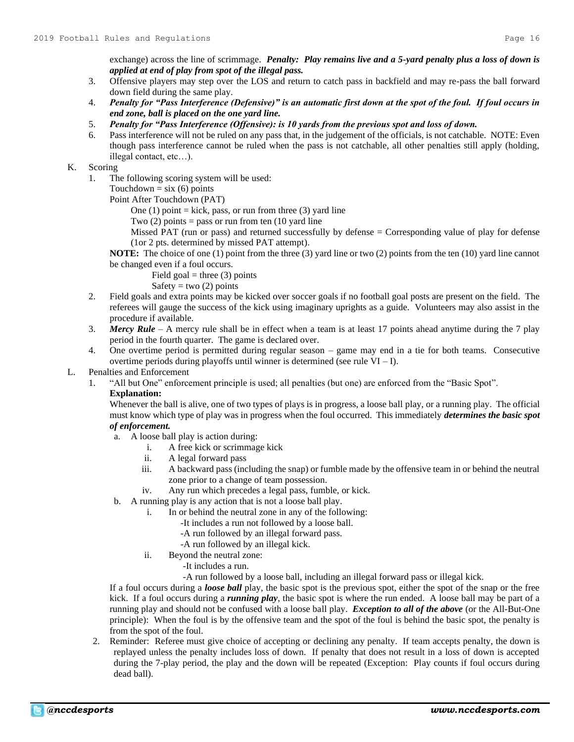exchange) across the line of scrimmage. ***Penalty: Play remains live and a 5-yard penalty plus a loss of down is applied at end of play from spot of the illegal pass.***

3. Offensive players may step over the LOS and return to catch pass in backfield and may re-pass the ball forward down field during the same play.
4. ***Penalty for "Pass Interference (Defensive)" is an automatic first down at the spot of the foul. If foul occurs in end zone, ball is placed on the one yard line.***
5. ***Penalty for "Pass Interference (Offensive): is 10 yards from the previous spot and loss of down.***
6. Pass interference will not be ruled on any pass that, in the judgement of the officials, is not catchable. NOTE: Even though pass interference cannot be ruled when the pass is not catchable, all other penalties still apply (holding, illegal contact, etc…).

K. Scoring

1. The following scoring system will be used:

   Touchdown = six (6) points

   Point After Touchdown (PAT)

   One (1) point = kick, pass, or run from three (3) yard line

   Two (2) points = pass or run from ten (10 yard line

   Missed PAT (run or pass) and returned successfully by defense = Corresponding value of play for defense (1or 2 pts. determined by missed PAT attempt).

   **NOTE:** The choice of one (1) point from the three (3) yard line or two (2) points from the ten (10) yard line cannot be changed even if a foul occurs.

   Field goal = three (3) points

   Safety = two (2) points

2. Field goals and extra points may be kicked over soccer goals if no football goal posts are present on the field. The referees will gauge the success of the kick using imaginary uprights as a guide. Volunteers may also assist in the procedure if available.
3. ***Mercy Rule*** – A mercy rule shall be in effect when a team is at least 17 points ahead anytime during the 7 play period in the fourth quarter. The game is declared over.
4. One overtime period is permitted during regular season – game may end in a tie for both teams. Consecutive overtime periods during playoffs until winner is determined (see rule VI – I).

L. Penalties and Enforcement

1. "All but One" enforcement principle is used; all penalties (but one) are enforced from the "Basic Spot".

   **Explanation:**

   Whenever the ball is alive, one of two types of plays is in progress, a loose ball play, or a running play. The official must know which type of play was in progress when the foul occurred. This immediately ***determines the basic spot of enforcement.***

   a. A loose ball play is action during:
      i. A free kick or scrimmage kick
      ii. A legal forward pass
      iii. A backward pass (including the snap) or fumble made by the offensive team in or behind the neutral zone prior to a change of team possession.
      iv. Any run which precedes a legal pass, fumble, or kick.

   b. A running play is any action that is not a loose ball play.
      i. In or behind the neutral zone in any of the following:
         -It includes a run not followed by a loose ball.
         -A run followed by an illegal forward pass.
         -A run followed by an illegal kick.
      ii. Beyond the neutral zone:
         -It includes a run.
         -A run followed by a loose ball, including an illegal forward pass or illegal kick.

   If a foul occurs during a ***loose ball*** play, the basic spot is the previous spot, either the spot of the snap or the free kick. If a foul occurs during a ***running play***, the basic spot is where the run ended. A loose ball may be part of a running play and should not be confused with a loose ball play. ***Exception to all of the above*** (or the All-But-One principle): When the foul is by the offensive team and the spot of the foul is behind the basic spot, the penalty is from the spot of the foul.

2. Reminder: Referee must give choice of accepting or declining any penalty. If team accepts penalty, the down is replayed unless the penalty includes loss of down. If penalty that does not result in a loss of down is accepted during the 7-play period, the play and the down will be repeated (Exception: Play counts if foul occurs during dead ball).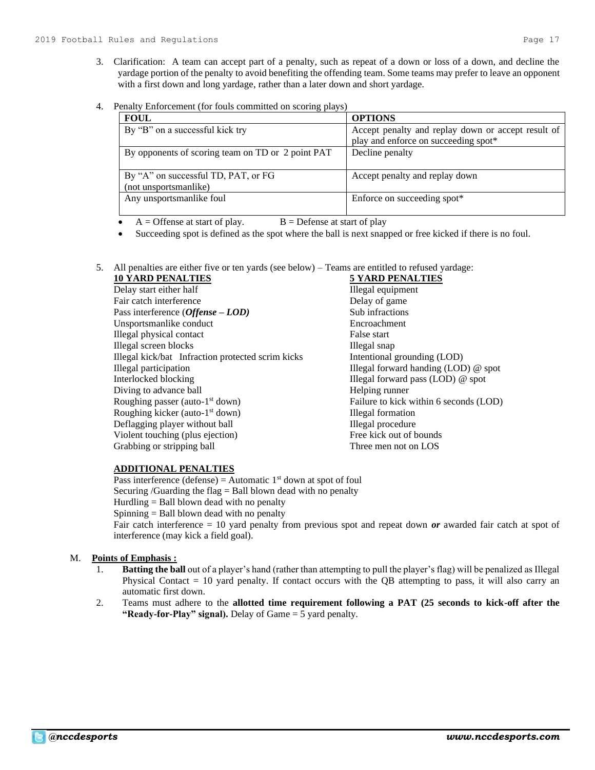3. Clarification: A team can accept part of a penalty, such as repeat of a down or loss of a down, and decline the yardage portion of the penalty to avoid benefiting the offending team. Some teams may prefer to leave an opponent with a first down and long yardage, rather than a later down and short yardage.

4. Penalty Enforcement (for fouls committed on scoring plays)

| FOUL | OPTIONS |
|---|---|
| By "B" on a successful kick try | Accept penalty and replay down or accept result of play and enforce on succeeding spot* |
| By opponents of scoring team on TD or 2 point PAT | Decline penalty |
| By "A" on successful TD, PAT, or FG (not unsportsmanlike) | Accept penalty and replay down |
| Any unsportsmanlike foul | Enforce on succeeding spot* |

- A = Offense at start of play. B = Defense at start of play
- Succeeding spot is defined as the spot where the ball is next snapped or free kicked if there is no foul.

5. All penalties are either five or ten yards (see below) – Teams are entitled to refused yardage:

**10 YARD PENALTIES**

Delay start either half
Fair catch interference
Pass interference (***Offense – LOD)***
Unsportsmanlike conduct
Illegal physical contact
Illegal screen blocks
Illegal kick/bat Infraction protected scrim kicks
Illegal participation
Interlocked blocking
Diving to advance ball
Roughing passer (auto-1st down)
Roughing kicker (auto-1st down)
Deflagging player without ball
Violent touching (plus ejection)
Grabbing or stripping ball

**5 YARD PENALTIES**

Illegal equipment
Delay of game
Sub infractions
Encroachment
False start
Illegal snap
Intentional grounding (LOD)
Illegal forward handing (LOD) @ spot
Illegal forward pass (LOD) @ spot
Helping runner
Failure to kick within 6 seconds (LOD)
Illegal formation
Illegal procedure
Free kick out of bounds
Three men not on LOS

**ADDITIONAL PENALTIES**

Pass interference (defense) = Automatic 1st down at spot of foul
Securing /Guarding the flag = Ball blown dead with no penalty
Hurdling = Ball blown dead with no penalty
Spinning = Ball blown dead with no penalty
Fair catch interference = 10 yard penalty from previous spot and repeat down ***or*** awarded fair catch at spot of interference (may kick a field goal).

M. **Points of Emphasis :**

1. **Batting the ball** out of a player's hand (rather than attempting to pull the player's flag) will be penalized as Illegal Physical Contact = 10 yard penalty. If contact occurs with the QB attempting to pass, it will also carry an automatic first down.
2. Teams must adhere to the **allotted time requirement following a PAT (25 seconds to kick-off after the "Ready-for-Play" signal).** Delay of Game = 5 yard penalty.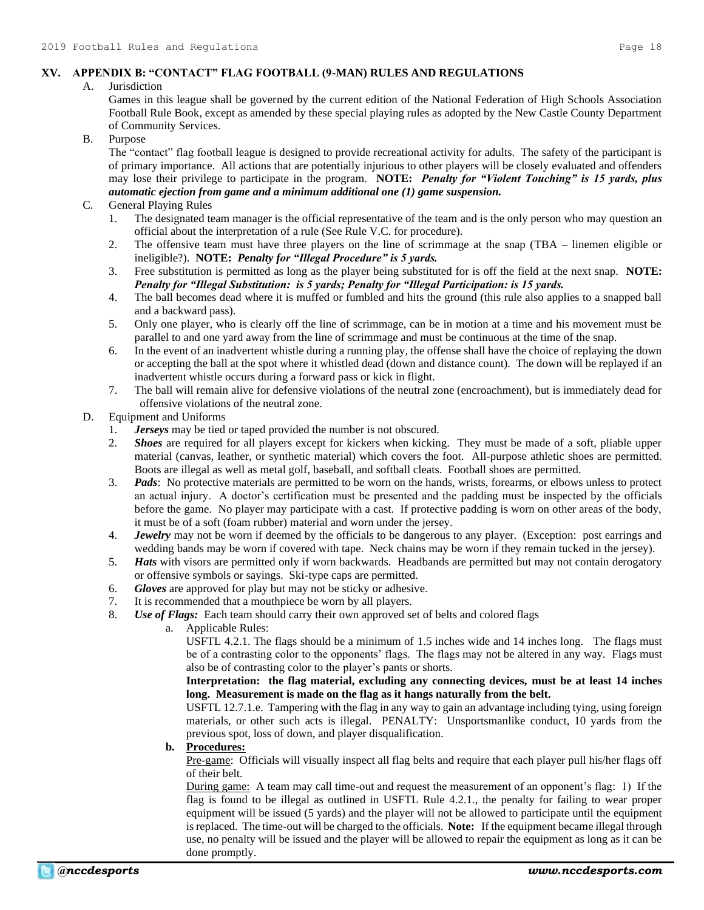## XV. APPENDIX B: "CONTACT" FLAG FOOTBALL (9-MAN) RULES AND REGULATIONS

A. Jurisdiction

Games in this league shall be governed by the current edition of the National Federation of High Schools Association Football Rule Book, except as amended by these special playing rules as adopted by the New Castle County Department of Community Services.

B. Purpose

The "contact" flag football league is designed to provide recreational activity for adults. The safety of the participant is of primary importance. All actions that are potentially injurious to other players will be closely evaluated and offenders may lose their privilege to participate in the program. **NOTE:** ***Penalty for "Violent Touching" is 15 yards, plus automatic ejection from game and a minimum additional one (1) game suspension.***

C. General Playing Rules

1. The designated team manager is the official representative of the team and is the only person who may question an official about the interpretation of a rule (See Rule V.C. for procedure).
2. The offensive team must have three players on the line of scrimmage at the snap (TBA – linemen eligible or ineligible?). **NOTE:** ***Penalty for "Illegal Procedure" is 5 yards.***
3. Free substitution is permitted as long as the player being substituted for is off the field at the next snap. **NOTE:** ***Penalty for "Illegal Substitution: is 5 yards; Penalty for "Illegal Participation: is 15 yards.***
4. The ball becomes dead where it is muffed or fumbled and hits the ground (this rule also applies to a snapped ball and a backward pass).
5. Only one player, who is clearly off the line of scrimmage, can be in motion at a time and his movement must be parallel to and one yard away from the line of scrimmage and must be continuous at the time of the snap.
6. In the event of an inadvertent whistle during a running play, the offense shall have the choice of replaying the down or accepting the ball at the spot where it whistled dead (down and distance count). The down will be replayed if an inadvertent whistle occurs during a forward pass or kick in flight.
7. The ball will remain alive for defensive violations of the neutral zone (encroachment), but is immediately dead for offensive violations of the neutral zone.

D. Equipment and Uniforms

1. ***Jerseys*** may be tied or taped provided the number is not obscured.
2. ***Shoes*** are required for all players except for kickers when kicking. They must be made of a soft, pliable upper material (canvas, leather, or synthetic material) which covers the foot. All-purpose athletic shoes are permitted. Boots are illegal as well as metal golf, baseball, and softball cleats. Football shoes are permitted.
3. ***Pads***: No protective materials are permitted to be worn on the hands, wrists, forearms, or elbows unless to protect an actual injury. A doctor's certification must be presented and the padding must be inspected by the officials before the game. No player may participate with a cast. If protective padding is worn on other areas of the body, it must be of a soft (foam rubber) material and worn under the jersey.
4. ***Jewelry*** may not be worn if deemed by the officials to be dangerous to any player. (Exception: post earrings and wedding bands may be worn if covered with tape. Neck chains may be worn if they remain tucked in the jersey).
5. ***Hats*** with visors are permitted only if worn backwards. Headbands are permitted but may not contain derogatory or offensive symbols or sayings. Ski-type caps are permitted.
6. ***Gloves*** are approved for play but may not be sticky or adhesive.
7. It is recommended that a mouthpiece be worn by all players.
8. ***Use of Flags:*** Each team should carry their own approved set of belts and colored flags
   a. Applicable Rules:

      USFTL 4.2.1. The flags should be a minimum of 1.5 inches wide and 14 inches long. The flags must be of a contrasting color to the opponents' flags. The flags may not be altered in any way. Flags must also be of contrasting color to the player's pants or shorts.

      **Interpretation: the flag material, excluding any connecting devices, must be at least 14 inches long. Measurement is made on the flag as it hangs naturally from the belt.**

      USFTL 12.7.1.e. Tampering with the flag in any way to gain an advantage including tying, using foreign materials, or other such acts is illegal. PENALTY: Unsportsmanlike conduct, 10 yards from the previous spot, loss of down, and player disqualification.

   **b. <u>Procedures:</u>**

      <u>Pre-game</u>: Officials will visually inspect all flag belts and require that each player pull his/her flags off of their belt.

      <u>During game:</u> A team may call time-out and request the measurement of an opponent's flag: 1) If the flag is found to be illegal as outlined in USFTL Rule 4.2.1., the penalty for failing to wear proper equipment will be issued (5 yards) and the player will not be allowed to participate until the equipment is replaced. The time-out will be charged to the officials. **Note:** If the equipment became illegal through use, no penalty will be issued and the player will be allowed to repair the equipment as long as it can be done promptly.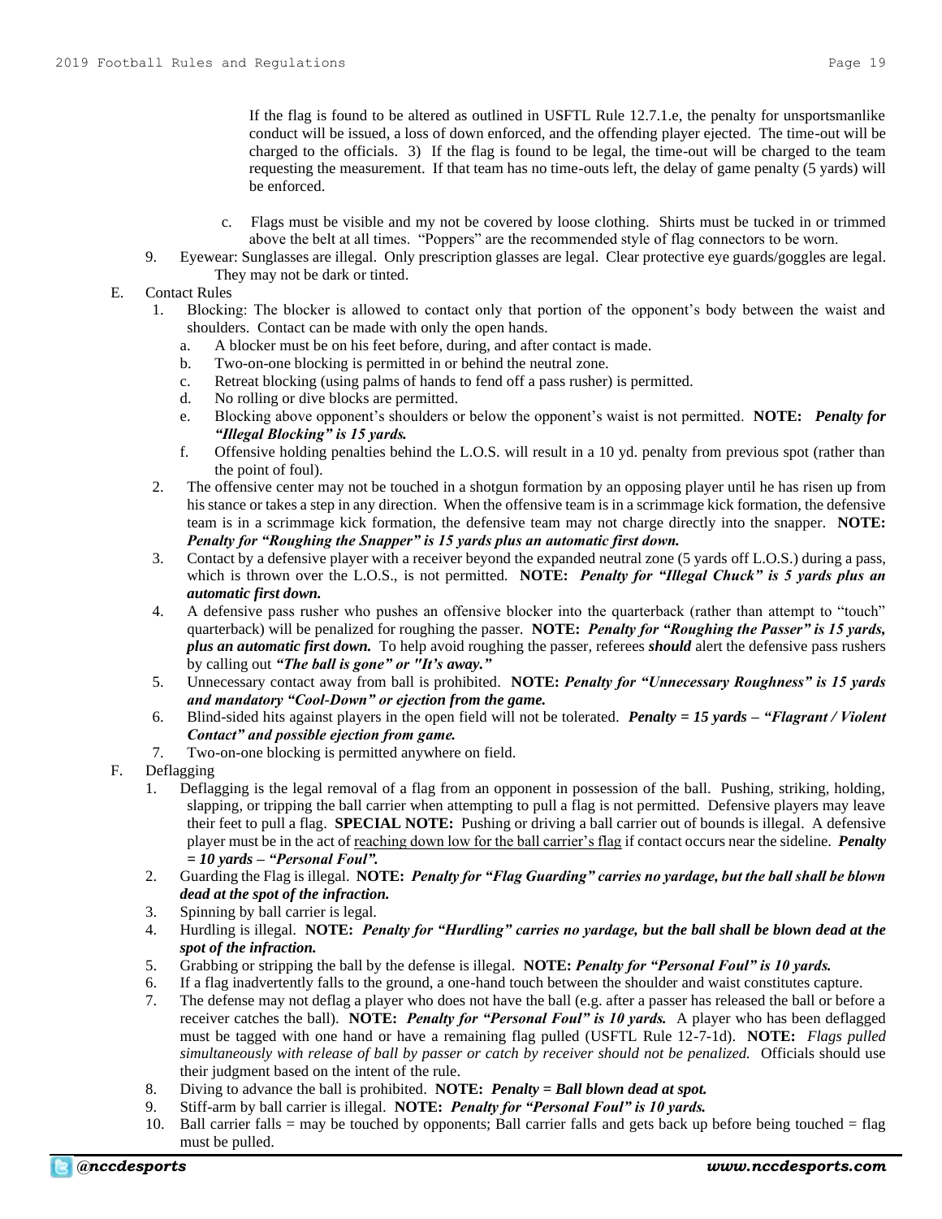If the flag is found to be altered as outlined in USFTL Rule 12.7.1.e, the penalty for unsportsmanlike conduct will be issued, a loss of down enforced, and the offending player ejected. The time-out will be charged to the officials. 3) If the flag is found to be legal, the time-out will be charged to the team requesting the measurement. If that team has no time-outs left, the delay of game penalty (5 yards) will be enforced.

c. Flags must be visible and my not be covered by loose clothing. Shirts must be tucked in or trimmed above the belt at all times. "Poppers" are the recommended style of flag connectors to be worn.

9. Eyewear: Sunglasses are illegal. Only prescription glasses are legal. Clear protective eye guards/goggles are legal. They may not be dark or tinted.

E. Contact Rules

1. Blocking: The blocker is allowed to contact only that portion of the opponent's body between the waist and shoulders. Contact can be made with only the open hands.
   a. A blocker must be on his feet before, during, and after contact is made.
   b. Two-on-one blocking is permitted in or behind the neutral zone.
   c. Retreat blocking (using palms of hands to fend off a pass rusher) is permitted.
   d. No rolling or dive blocks are permitted.
   e. Blocking above opponent's shoulders or below the opponent's waist is not permitted. **NOTE:** ***Penalty for "Illegal Blocking" is 15 yards.***
   f. Offensive holding penalties behind the L.O.S. will result in a 10 yd. penalty from previous spot (rather than the point of foul).
2. The offensive center may not be touched in a shotgun formation by an opposing player until he has risen up from his stance or takes a step in any direction. When the offensive team is in a scrimmage kick formation, the defensive team is in a scrimmage kick formation, the defensive team may not charge directly into the snapper. **NOTE:** ***Penalty for "Roughing the Snapper" is 15 yards plus an automatic first down.***
3. Contact by a defensive player with a receiver beyond the expanded neutral zone (5 yards off L.O.S.) during a pass, which is thrown over the L.O.S., is not permitted. **NOTE:** ***Penalty for "Illegal Chuck" is 5 yards plus an automatic first down.***
4. A defensive pass rusher who pushes an offensive blocker into the quarterback (rather than attempt to "touch" quarterback) will be penalized for roughing the passer. **NOTE:** ***Penalty for "Roughing the Passer" is 15 yards, plus an automatic first down.*** To help avoid roughing the passer, referees ***should*** alert the defensive pass rushers by calling out ***"The ball is gone" or "It's away."***
5. Unnecessary contact away from ball is prohibited. **NOTE:** ***Penalty for "Unnecessary Roughness" is 15 yards and mandatory "Cool-Down" or ejection from the game.***
6. Blind-sided hits against players in the open field will not be tolerated. ***Penalty = 15 yards – "Flagrant / Violent Contact" and possible ejection from game.***
7. Two-on-one blocking is permitted anywhere on field.

F. Deflagging

1. Deflagging is the legal removal of a flag from an opponent in possession of the ball. Pushing, striking, holding, slapping, or tripping the ball carrier when attempting to pull a flag is not permitted. Defensive players may leave their feet to pull a flag. **SPECIAL NOTE:** Pushing or driving a ball carrier out of bounds is illegal. A defensive player must be in the act of <u>reaching down low for the ball carrier's flag</u> if contact occurs near the sideline. ***Penalty = 10 yards – "Personal Foul".***
2. Guarding the Flag is illegal. **NOTE:** ***Penalty for "Flag Guarding" carries no yardage, but the ball shall be blown dead at the spot of the infraction.***
3. Spinning by ball carrier is legal.
4. Hurdling is illegal. **NOTE:** ***Penalty for "Hurdling" carries no yardage, but the ball shall be blown dead at the spot of the infraction.***
5. Grabbing or stripping the ball by the defense is illegal. **NOTE:** ***Penalty for "Personal Foul" is 10 yards.***
6. If a flag inadvertently falls to the ground, a one-hand touch between the shoulder and waist constitutes capture.
7. The defense may not deflag a player who does not have the ball (e.g. after a passer has released the ball or before a receiver catches the ball). **NOTE:** ***Penalty for "Personal Foul" is 10 yards.*** A player who has been deflagged must be tagged with one hand or have a remaining flag pulled (USFTL Rule 12-7-1d). **NOTE:** *Flags pulled simultaneously with release of ball by passer or catch by receiver should not be penalized.* Officials should use their judgment based on the intent of the rule.
8. Diving to advance the ball is prohibited. **NOTE:** ***Penalty = Ball blown dead at spot.***
9. Stiff-arm by ball carrier is illegal. **NOTE:** ***Penalty for "Personal Foul" is 10 yards.***
10. Ball carrier falls = may be touched by opponents; Ball carrier falls and gets back up before being touched = flag must be pulled.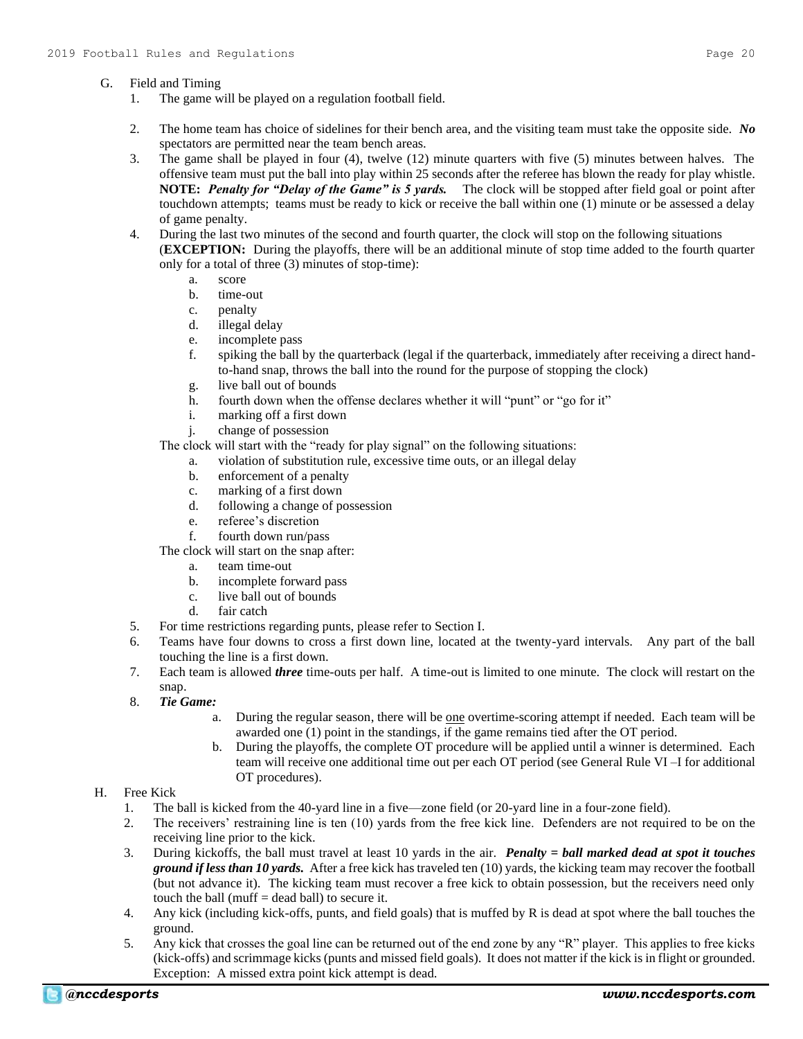G. Field and Timing

1. The game will be played on a regulation football field.

2. The home team has choice of sidelines for their bench area, and the visiting team must take the opposite side. ***No*** spectators are permitted near the team bench areas.

3. The game shall be played in four (4), twelve (12) minute quarters with five (5) minutes between halves. The offensive team must put the ball into play within 25 seconds after the referee has blown the ready for play whistle. **NOTE:** ***Penalty for "Delay of the Game" is 5 yards.*** The clock will be stopped after field goal or point after touchdown attempts; teams must be ready to kick or receive the ball within one (1) minute or be assessed a delay of game penalty.

4. During the last two minutes of the second and fourth quarter, the clock will stop on the following situations (**EXCEPTION:** During the playoffs, there will be an additional minute of stop time added to the fourth quarter only for a total of three (3) minutes of stop-time):
   a. score
   b. time-out
   c. penalty
   d. illegal delay
   e. incomplete pass
   f. spiking the ball by the quarterback (legal if the quarterback, immediately after receiving a direct hand-to-hand snap, throws the ball into the round for the purpose of stopping the clock)
   g. live ball out of bounds
   h. fourth down when the offense declares whether it will "punt" or "go for it"
   i. marking off a first down
   j. change of possession

   The clock will start with the "ready for play signal" on the following situations:
   a. violation of substitution rule, excessive time outs, or an illegal delay
   b. enforcement of a penalty
   c. marking of a first down
   d. following a change of possession
   e. referee's discretion
   f. fourth down run/pass

   The clock will start on the snap after:
   a. team time-out
   b. incomplete forward pass
   c. live ball out of bounds
   d. fair catch

5. For time restrictions regarding punts, please refer to Section I.

6. Teams have four downs to cross a first down line, located at the twenty-yard intervals. Any part of the ball touching the line is a first down.

7. Each team is allowed ***three*** time-outs per half. A time-out is limited to one minute. The clock will restart on the snap.

8. ***Tie Game:***
   a. During the regular season, there will be one overtime-scoring attempt if needed. Each team will be awarded one (1) point in the standings, if the game remains tied after the OT period.
   b. During the playoffs, the complete OT procedure will be applied until a winner is determined. Each team will receive one additional time out per each OT period (see General Rule VI –I for additional OT procedures).

H. Free Kick

1. The ball is kicked from the 40-yard line in a five—zone field (or 20-yard line in a four-zone field).

2. The receivers' restraining line is ten (10) yards from the free kick line. Defenders are not required to be on the receiving line prior to the kick.

3. During kickoffs, the ball must travel at least 10 yards in the air. ***Penalty = ball marked dead at spot it touches ground if less than 10 yards.*** After a free kick has traveled ten (10) yards, the kicking team may recover the football (but not advance it). The kicking team must recover a free kick to obtain possession, but the receivers need only touch the ball (muff = dead ball) to secure it.

4. Any kick (including kick-offs, punts, and field goals) that is muffed by R is dead at spot where the ball touches the ground.

5. Any kick that crosses the goal line can be returned out of the end zone by any "R" player. This applies to free kicks (kick-offs) and scrimmage kicks (punts and missed field goals). It does not matter if the kick is in flight or grounded. Exception: A missed extra point kick attempt is dead.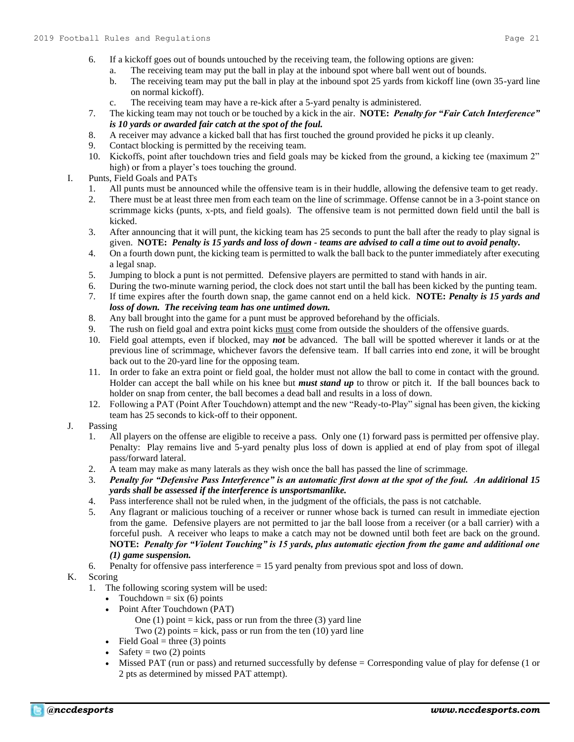6. If a kickoff goes out of bounds untouched by the receiving team, the following options are given:
   a. The receiving team may put the ball in play at the inbound spot where ball went out of bounds.
   b. The receiving team may put the ball in play at the inbound spot 25 yards from kickoff line (own 35-yard line on normal kickoff).
   c. The receiving team may have a re-kick after a 5-yard penalty is administered.
7. The kicking team may not touch or be touched by a kick in the air. **NOTE:** ***Penalty for "Fair Catch Interference" is 10 yards or awarded fair catch at the spot of the foul.***
8. A receiver may advance a kicked ball that has first touched the ground provided he picks it up cleanly.
9. Contact blocking is permitted by the receiving team.
10. Kickoffs, point after touchdown tries and field goals may be kicked from the ground, a kicking tee (maximum 2" high) or from a player's toes touching the ground.

I. Punts, Field Goals and PATs
   1. All punts must be announced while the offensive team is in their huddle, allowing the defensive team to get ready.
   2. There must be at least three men from each team on the line of scrimmage. Offense cannot be in a 3-point stance on scrimmage kicks (punts, x-pts, and field goals). The offensive team is not permitted down field until the ball is kicked.
   3. After announcing that it will punt, the kicking team has 25 seconds to punt the ball after the ready to play signal is given. **NOTE:** ***Penalty is 15 yards and loss of down - teams are advised to call a time out to avoid penalty.***
   4. On a fourth down punt, the kicking team is permitted to walk the ball back to the punter immediately after executing a legal snap.
   5. Jumping to block a punt is not permitted. Defensive players are permitted to stand with hands in air.
   6. During the two-minute warning period, the clock does not start until the ball has been kicked by the punting team.
   7. If time expires after the fourth down snap, the game cannot end on a held kick. **NOTE:** ***Penalty is 15 yards and loss of down. The receiving team has one untimed down.***
   8. Any ball brought into the game for a punt must be approved beforehand by the officials.
   9. The rush on field goal and extra point kicks <u>must</u> come from outside the shoulders of the offensive guards.
   10. Field goal attempts, even if blocked, may ***not*** be advanced. The ball will be spotted wherever it lands or at the previous line of scrimmage, whichever favors the defensive team. If ball carries into end zone, it will be brought back out to the 20-yard line for the opposing team.
   11. In order to fake an extra point or field goal, the holder must not allow the ball to come in contact with the ground. Holder can accept the ball while on his knee but ***must stand up*** to throw or pitch it. If the ball bounces back to holder on snap from center, the ball becomes a dead ball and results in a loss of down.
   12. Following a PAT (Point After Touchdown) attempt and the new "Ready-to-Play" signal has been given, the kicking team has 25 seconds to kick-off to their opponent.

J. Passing
   1. All players on the offense are eligible to receive a pass. Only one (1) forward pass is permitted per offensive play. Penalty: Play remains live and 5-yard penalty plus loss of down is applied at end of play from spot of illegal pass/forward lateral.
   2. A team may make as many laterals as they wish once the ball has passed the line of scrimmage.
   3. ***Penalty for "Defensive Pass Interference" is an automatic first down at the spot of the foul. An additional 15 yards shall be assessed if the interference is unsportsmanlike.***
   4. Pass interference shall not be ruled when, in the judgment of the officials, the pass is not catchable.
   5. Any flagrant or malicious touching of a receiver or runner whose back is turned can result in immediate ejection from the game. Defensive players are not permitted to jar the ball loose from a receiver (or a ball carrier) with a forceful push. A receiver who leaps to make a catch may not be downed until both feet are back on the ground. **NOTE:** ***Penalty for "Violent Touching" is 15 yards, plus automatic ejection from the game and additional one (1) game suspension.***
   6. Penalty for offensive pass interference = 15 yard penalty from previous spot and loss of down.

K. Scoring
   1. The following scoring system will be used:
      - Touchdown = six (6) points
      - Point After Touchdown (PAT)
        One (1) point = kick, pass or run from the three (3) yard line
        Two (2) points = kick, pass or run from the ten (10) yard line
      - Field Goal = three (3) points
      - Safety = two (2) points
      - Missed PAT (run or pass) and returned successfully by defense = Corresponding value of play for defense (1 or 2 pts as determined by missed PAT attempt).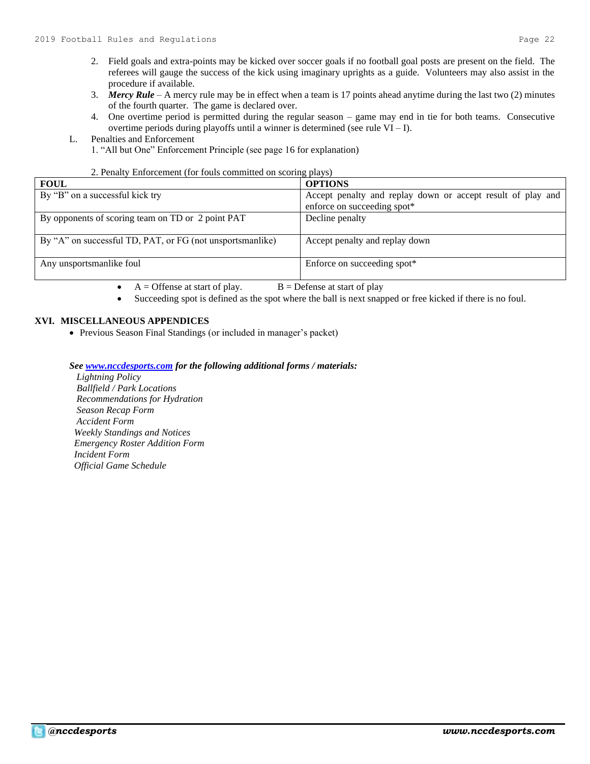2. Field goals and extra-points may be kicked over soccer goals if no football goal posts are present on the field. The referees will gauge the success of the kick using imaginary uprights as a guide. Volunteers may also assist in the procedure if available.
3. ***Mercy Rule*** – A mercy rule may be in effect when a team is 17 points ahead anytime during the last two (2) minutes of the fourth quarter. The game is declared over.
4. One overtime period is permitted during the regular season – game may end in tie for both teams. Consecutive overtime periods during playoffs until a winner is determined (see rule VI – I).

L. Penalties and Enforcement

1. "All but One" Enforcement Principle (see page 16 for explanation)

2. Penalty Enforcement (for fouls committed on scoring plays)

| **FOUL** | **OPTIONS** |
|---|---|
| By "B" on a successful kick try | Accept penalty and replay down or accept result of play and enforce on succeeding spot* |
| By opponents of scoring team on TD or 2 point PAT | Decline penalty |
| By "A" on successful TD, PAT, or FG (not unsportsmanlike) | Accept penalty and replay down |
| Any unsportsmanlike foul | Enforce on succeeding spot* |

- A = Offense at start of play. B = Defense at start of play
- Succeeding spot is defined as the spot where the ball is next snapped or free kicked if there is no foul.

## XVI. MISCELLANEOUS APPENDICES

- Previous Season Final Standings (or included in manager's packet)

***See [www.nccdesports.com](http://www.nccdesports.com) for the following additional forms / materials:***

*Lightning Policy*
*Ballfield / Park Locations*
*Recommendations for Hydration*
*Season Recap Form*
*Accident Form*
*Weekly Standings and Notices*
*Emergency Roster Addition Form*
*Incident Form*
*Official Game Schedule*